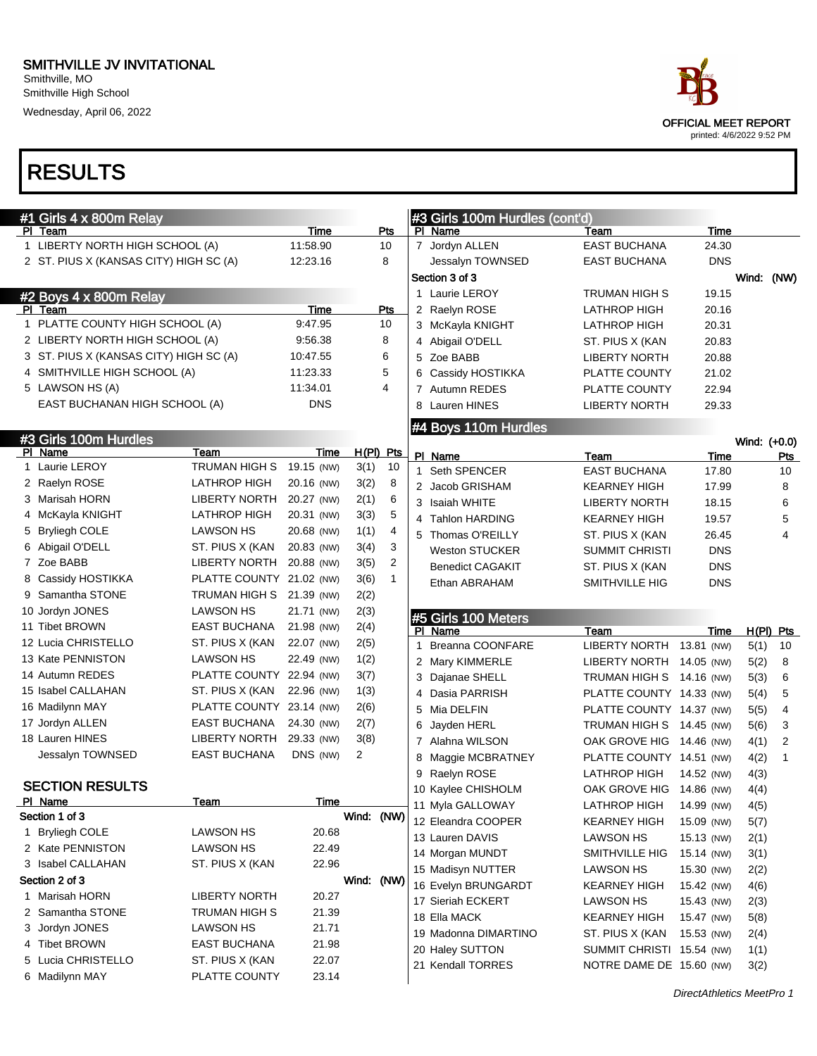SMITHVILLE JV INVITATIONAL
Smithville, MO
Smithville High School
Wednesday, April 06, 2022

OFFICIAL MEET REPORT
printed: 4/6/2022 9:52 PM

# RESULTS

## #1 Girls 4 x 800m Relay

| Pl | Team | Time | Pts |
|---|---|---|---|
| 1 | LIBERTY NORTH HIGH SCHOOL (A) | 11:58.90 | 10 |
| 2 | ST. PIUS X (KANSAS CITY) HIGH SC (A) | 12:23.16 | 8 |

## #2 Boys 4 x 800m Relay

| Pl | Team | Time | Pts |
|---|---|---|---|
| 1 | PLATTE COUNTY HIGH SCHOOL (A) | 9:47.95 | 10 |
| 2 | LIBERTY NORTH HIGH SCHOOL (A) | 9:56.38 | 8 |
| 3 | ST. PIUS X (KANSAS CITY) HIGH SC (A) | 10:47.55 | 6 |
| 4 | SMITHVILLE HIGH SCHOOL (A) | 11:23.33 | 5 |
| 5 | LAWSON HS (A) | 11:34.01 | 4 |
| | EAST BUCHANAN HIGH SCHOOL (A) | DNS | |

## #3 Girls 100m Hurdles

| Pl | Name | Team | Time | | H(Pl) | Pts |
|---|---|---|---|---|---|---|
| 1 | Laurie LEROY | TRUMAN HIGH S | 19.15 | (NW) | 3(1) | 10 |
| 2 | Raelyn ROSE | LATHROP HIGH | 20.16 | (NW) | 3(2) | 8 |
| 3 | Marisah HORN | LIBERTY NORTH | 20.27 | (NW) | 2(1) | 6 |
| 4 | McKayla KNIGHT | LATHROP HIGH | 20.31 | (NW) | 3(3) | 5 |
| 5 | Bryliegh COLE | LAWSON HS | 20.68 | (NW) | 1(1) | 4 |
| 6 | Abigail O'DELL | ST. PIUS X (KAN | 20.83 | (NW) | 3(4) | 3 |
| 7 | Zoe BABB | LIBERTY NORTH | 20.88 | (NW) | 3(5) | 2 |
| 8 | Cassidy HOSTIKKA | PLATTE COUNTY | 21.02 | (NW) | 3(6) | 1 |
| 9 | Samantha STONE | TRUMAN HIGH S | 21.39 | (NW) | 2(2) | |
| 10 | Jordyn JONES | LAWSON HS | 21.71 | (NW) | 2(3) | |
| 11 | Tibet BROWN | EAST BUCHANA | 21.98 | (NW) | 2(4) | |
| 12 | Lucia CHRISTELLO | ST. PIUS X (KAN | 22.07 | (NW) | 2(5) | |
| 13 | Kate PENNISTON | LAWSON HS | 22.49 | (NW) | 1(2) | |
| 14 | Autumn REDES | PLATTE COUNTY | 22.94 | (NW) | 3(7) | |
| 15 | Isabel CALLAHAN | ST. PIUS X (KAN | 22.96 | (NW) | 1(3) | |
| 16 | Madilynn MAY | PLATTE COUNTY | 23.14 | (NW) | 2(6) | |
| 17 | Jordyn ALLEN | EAST BUCHANA | 24.30 | (NW) | 2(7) | |
| 18 | Lauren HINES | LIBERTY NORTH | 29.33 | (NW) | 3(8) | |
| | Jessalyn TOWNSED | EAST BUCHANA | DNS | (NW) | 2 | |

### SECTION RESULTS

| Pl | Name | Team | Time |
|---|---|---|---|
| **Section 1 of 3** | | | Wind: (NW) |
| 1 | Bryliegh COLE | LAWSON HS | 20.68 |
| 2 | Kate PENNISTON | LAWSON HS | 22.49 |
| 3 | Isabel CALLAHAN | ST. PIUS X (KAN | 22.96 |
| **Section 2 of 3** | | | Wind: (NW) |
| 1 | Marisah HORN | LIBERTY NORTH | 20.27 |
| 2 | Samantha STONE | TRUMAN HIGH S | 21.39 |
| 3 | Jordyn JONES | LAWSON HS | 21.71 |
| 4 | Tibet BROWN | EAST BUCHANA | 21.98 |
| 5 | Lucia CHRISTELLO | ST. PIUS X (KAN | 22.07 |
| 6 | Madilynn MAY | PLATTE COUNTY | 23.14 |
| 7 | Jordyn ALLEN | EAST BUCHANA | 24.30 |
| | Jessalyn TOWNSED | EAST BUCHANA | DNS |
| **Section 3 of 3** | | | Wind: (NW) |
| 1 | Laurie LEROY | TRUMAN HIGH S | 19.15 |
| 2 | Raelyn ROSE | LATHROP HIGH | 20.16 |
| 3 | McKayla KNIGHT | LATHROP HIGH | 20.31 |
| 4 | Abigail O'DELL | ST. PIUS X (KAN | 20.83 |
| 5 | Zoe BABB | LIBERTY NORTH | 20.88 |
| 6 | Cassidy HOSTIKKA | PLATTE COUNTY | 21.02 |
| 7 | Autumn REDES | PLATTE COUNTY | 22.94 |
| 8 | Lauren HINES | LIBERTY NORTH | 29.33 |

## #4 Boys 110m Hurdles

Wind: (+0.0)

| Pl | Name | Team | Time | Pts |
|---|---|---|---|---|
| 1 | Seth SPENCER | EAST BUCHANA | 17.80 | 10 |
| 2 | Jacob GRISHAM | KEARNEY HIGH | 17.99 | 8 |
| 3 | Isaiah WHITE | LIBERTY NORTH | 18.15 | 6 |
| 4 | Tahlon HARDING | KEARNEY HIGH | 19.57 | 5 |
| 5 | Thomas O'REILLY | ST. PIUS X (KAN | 26.45 | 4 |
| | Weston STUCKER | SUMMIT CHRISTI | DNS | |
| | Benedict CAGAKIT | ST. PIUS X (KAN | DNS | |
| | Ethan ABRAHAM | SMITHVILLE HIG | DNS | |

## #5 Girls 100 Meters

| Pl | Name | Team | Time | | H(Pl) | Pts |
|---|---|---|---|---|---|---|
| 1 | Breanna COONFARE | LIBERTY NORTH | 13.81 | (NW) | 5(1) | 10 |
| 2 | Mary KIMMERLE | LIBERTY NORTH | 14.05 | (NW) | 5(2) | 8 |
| 3 | Dajanae SHELL | TRUMAN HIGH S | 14.16 | (NW) | 5(3) | 6 |
| 4 | Dasia PARRISH | PLATTE COUNTY | 14.33 | (NW) | 5(4) | 5 |
| 5 | Mia DELFIN | PLATTE COUNTY | 14.37 | (NW) | 5(5) | 4 |
| 6 | Jayden HERL | TRUMAN HIGH S | 14.45 | (NW) | 5(6) | 3 |
| 7 | Alahna WILSON | OAK GROVE HIG | 14.46 | (NW) | 4(1) | 2 |
| 8 | Maggie MCBRATNEY | PLATTE COUNTY | 14.51 | (NW) | 4(2) | 1 |
| 9 | Raelyn ROSE | LATHROP HIGH | 14.52 | (NW) | 4(3) | |
| 10 | Kaylee CHISHOLM | OAK GROVE HIG | 14.86 | (NW) | 4(4) | |
| 11 | Myla GALLOWAY | LATHROP HIGH | 14.99 | (NW) | 4(5) | |
| 12 | Eleandra COOPER | KEARNEY HIGH | 15.09 | (NW) | 5(7) | |
| 13 | Lauren DAVIS | LAWSON HS | 15.13 | (NW) | 2(1) | |
| 14 | Morgan MUNDT | SMITHVILLE HIG | 15.14 | (NW) | 3(1) | |
| 15 | Madisyn NUTTER | LAWSON HS | 15.30 | (NW) | 2(2) | |
| 16 | Evelyn BRUNGARDT | KEARNEY HIGH | 15.42 | (NW) | 4(6) | |
| 17 | Sieriah ECKERT | LAWSON HS | 15.43 | (NW) | 2(3) | |
| 18 | Ella MACK | KEARNEY HIGH | 15.47 | (NW) | 5(8) | |
| 19 | Madonna DIMARTINO | ST. PIUS X (KAN | 15.53 | (NW) | 2(4) | |
| 20 | Haley SUTTON | SUMMIT CHRISTI | 15.54 | (NW) | 1(1) | |
| 21 | Kendall TORRES | NOTRE DAME DE | 15.60 | (NW) | 3(2) | |

DirectAthletics MeetPro 1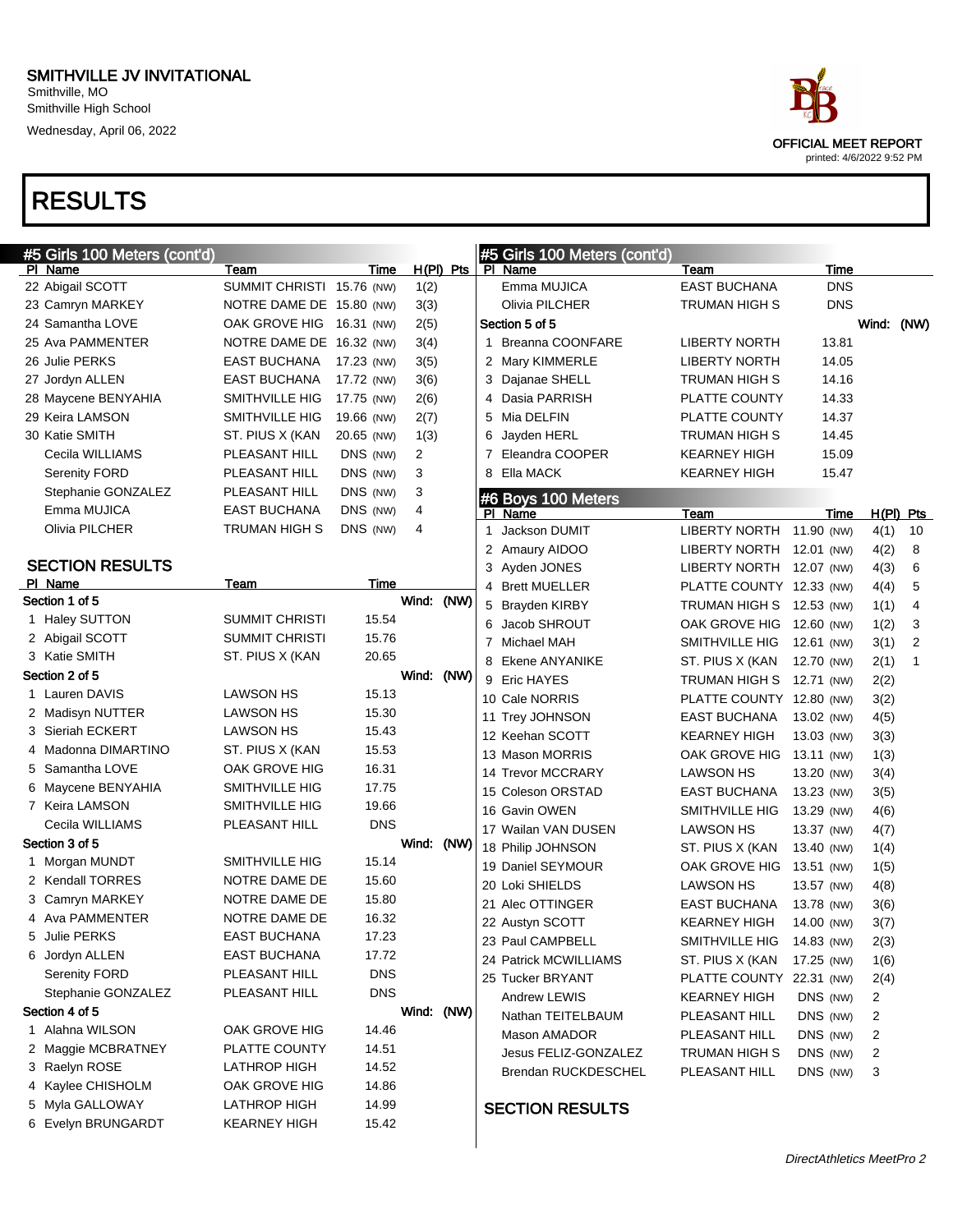SMITHVILLE JV INVITATIONAL
Smithville, MO
Smithville High School
Wednesday, April 06, 2022

OFFICIAL MEET REPORT
printed: 4/6/2022 9:52 PM

# RESULTS

## #5 Girls 100 Meters (cont'd)

| Pl | Name | Team | Time | | H(Pl) | Pts |
|---|---|---|---|---|---|---|
| 22 | Abigail SCOTT | SUMMIT CHRISTI | 15.76 | (NW) | 1(2) | |
| 23 | Camryn MARKEY | NOTRE DAME DE | 15.80 | (NW) | 3(3) | |
| 24 | Samantha LOVE | OAK GROVE HIG | 16.31 | (NW) | 2(5) | |
| 25 | Ava PAMMENTER | NOTRE DAME DE | 16.32 | (NW) | 3(4) | |
| 26 | Julie PERKS | EAST BUCHANA | 17.23 | (NW) | 3(5) | |
| 27 | Jordyn ALLEN | EAST BUCHANA | 17.72 | (NW) | 3(6) | |
| 28 | Maycene BENYAHIA | SMITHVILLE HIG | 17.75 | (NW) | 2(6) | |
| 29 | Keira LAMSON | SMITHVILLE HIG | 19.66 | (NW) | 2(7) | |
| 30 | Katie SMITH | ST. PIUS X (KAN | 20.65 | (NW) | 1(3) | |
| | Cecila WILLIAMS | PLEASANT HILL | DNS | (NW) | 2 | |
| | Serenity FORD | PLEASANT HILL | DNS | (NW) | 3 | |
| | Stephanie GONZALEZ | PLEASANT HILL | DNS | (NW) | 3 | |
| | Emma MUJICA | EAST BUCHANA | DNS | (NW) | 4 | |
| | Olivia PILCHER | TRUMAN HIGH S | DNS | (NW) | 4 | |

### SECTION RESULTS

| Pl | Name | Team | Time |
|---|---|---|---|
| **Section 1 of 5** | | | Wind: (NW) |
| 1 | Haley SUTTON | SUMMIT CHRISTI | 15.54 |
| 2 | Abigail SCOTT | SUMMIT CHRISTI | 15.76 |
| 3 | Katie SMITH | ST. PIUS X (KAN | 20.65 |
| **Section 2 of 5** | | | Wind: (NW) |
| 1 | Lauren DAVIS | LAWSON HS | 15.13 |
| 2 | Madisyn NUTTER | LAWSON HS | 15.30 |
| 3 | Sieriah ECKERT | LAWSON HS | 15.43 |
| 4 | Madonna DIMARTINO | ST. PIUS X (KAN | 15.53 |
| 5 | Samantha LOVE | OAK GROVE HIG | 16.31 |
| 6 | Maycene BENYAHIA | SMITHVILLE HIG | 17.75 |
| 7 | Keira LAMSON | SMITHVILLE HIG | 19.66 |
| | Cecila WILLIAMS | PLEASANT HILL | DNS |
| **Section 3 of 5** | | | Wind: (NW) |
| 1 | Morgan MUNDT | SMITHVILLE HIG | 15.14 |
| 2 | Kendall TORRES | NOTRE DAME DE | 15.60 |
| 3 | Camryn MARKEY | NOTRE DAME DE | 15.80 |
| 4 | Ava PAMMENTER | NOTRE DAME DE | 16.32 |
| 5 | Julie PERKS | EAST BUCHANA | 17.23 |
| 6 | Jordyn ALLEN | EAST BUCHANA | 17.72 |
| | Serenity FORD | PLEASANT HILL | DNS |
| | Stephanie GONZALEZ | PLEASANT HILL | DNS |
| **Section 4 of 5** | | | Wind: (NW) |
| 1 | Alahna WILSON | OAK GROVE HIG | 14.46 |
| 2 | Maggie MCBRATNEY | PLATTE COUNTY | 14.51 |
| 3 | Raelyn ROSE | LATHROP HIGH | 14.52 |
| 4 | Kaylee CHISHOLM | OAK GROVE HIG | 14.86 |
| 5 | Myla GALLOWAY | LATHROP HIGH | 14.99 |
| 6 | Evelyn BRUNGARDT | KEARNEY HIGH | 15.42 |
| | Emma MUJICA | EAST BUCHANA | DNS |
| | Olivia PILCHER | TRUMAN HIGH S | DNS |
| **Section 5 of 5** | | | Wind: (NW) |
| 1 | Breanna COONFARE | LIBERTY NORTH | 13.81 |
| 2 | Mary KIMMERLE | LIBERTY NORTH | 14.05 |
| 3 | Dajanae SHELL | TRUMAN HIGH S | 14.16 |
| 4 | Dasia PARRISH | PLATTE COUNTY | 14.33 |
| 5 | Mia DELFIN | PLATTE COUNTY | 14.37 |
| 6 | Jayden HERL | TRUMAN HIGH S | 14.45 |
| 7 | Eleandra COOPER | KEARNEY HIGH | 15.09 |
| 8 | Ella MACK | KEARNEY HIGH | 15.47 |

## #6 Boys 100 Meters

| Pl | Name | Team | Time | | H(Pl) | Pts |
|---|---|---|---|---|---|---|
| 1 | Jackson DUMIT | LIBERTY NORTH | 11.90 | (NW) | 4(1) | 10 |
| 2 | Amaury AIDOO | LIBERTY NORTH | 12.01 | (NW) | 4(2) | 8 |
| 3 | Ayden JONES | LIBERTY NORTH | 12.07 | (NW) | 4(3) | 6 |
| 4 | Brett MUELLER | PLATTE COUNTY | 12.33 | (NW) | 4(4) | 5 |
| 5 | Brayden KIRBY | TRUMAN HIGH S | 12.53 | (NW) | 1(1) | 4 |
| 6 | Jacob SHROUT | OAK GROVE HIG | 12.60 | (NW) | 1(2) | 3 |
| 7 | Michael MAH | SMITHVILLE HIG | 12.61 | (NW) | 3(1) | 2 |
| 8 | Ekene ANYANIKE | ST. PIUS X (KAN | 12.70 | (NW) | 2(1) | 1 |
| 9 | Eric HAYES | TRUMAN HIGH S | 12.71 | (NW) | 2(2) | |
| 10 | Cale NORRIS | PLATTE COUNTY | 12.80 | (NW) | 3(2) | |
| 11 | Trey JOHNSON | EAST BUCHANA | 13.02 | (NW) | 4(5) | |
| 12 | Keehan SCOTT | KEARNEY HIGH | 13.03 | (NW) | 3(3) | |
| 13 | Mason MORRIS | OAK GROVE HIG | 13.11 | (NW) | 1(3) | |
| 14 | Trevor MCCRARY | LAWSON HS | 13.20 | (NW) | 3(4) | |
| 15 | Coleson ORSTAD | EAST BUCHANA | 13.23 | (NW) | 3(5) | |
| 16 | Gavin OWEN | SMITHVILLE HIG | 13.29 | (NW) | 4(6) | |
| 17 | Wailan VAN DUSEN | LAWSON HS | 13.37 | (NW) | 4(7) | |
| 18 | Philip JOHNSON | ST. PIUS X (KAN | 13.40 | (NW) | 1(4) | |
| 19 | Daniel SEYMOUR | OAK GROVE HIG | 13.51 | (NW) | 1(5) | |
| 20 | Loki SHIELDS | LAWSON HS | 13.57 | (NW) | 4(8) | |
| 21 | Alec OTTINGER | EAST BUCHANA | 13.78 | (NW) | 3(6) | |
| 22 | Austyn SCOTT | KEARNEY HIGH | 14.00 | (NW) | 3(7) | |
| 23 | Paul CAMPBELL | SMITHVILLE HIG | 14.83 | (NW) | 2(3) | |
| 24 | Patrick MCWILLIAMS | ST. PIUS X (KAN | 17.25 | (NW) | 1(6) | |
| 25 | Tucker BRYANT | PLATTE COUNTY | 22.31 | (NW) | 2(4) | |
| | Andrew LEWIS | KEARNEY HIGH | DNS | (NW) | 2 | |
| | Nathan TEITELBAUM | PLEASANT HILL | DNS | (NW) | 2 | |
| | Mason AMADOR | PLEASANT HILL | DNS | (NW) | 2 | |
| | Jesus FELIZ-GONZALEZ | TRUMAN HIGH S | DNS | (NW) | 2 | |
| | Brendan RUCKDESCHEL | PLEASANT HILL | DNS | (NW) | 3 | |

### SECTION RESULTS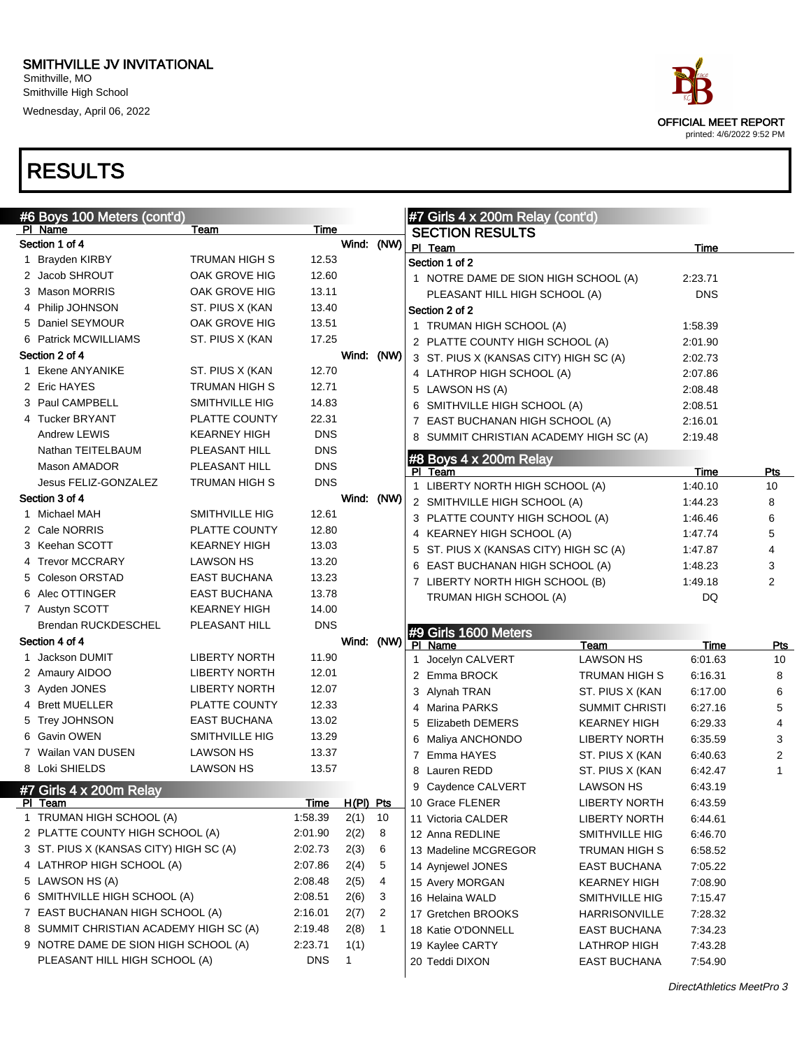# SMITHVILLE JV INVITATIONAL

Smithville, MO
Smithville High School
Wednesday, April 06, 2022

OFFICIAL MEET REPORT
printed: 4/6/2022 9:52 PM

# RESULTS

## #6 Boys 100 Meters (cont'd)

| Pl | Name | Team | Time |
|---|---|---|---|
| **Section 1 of 4** | | | Wind: (NW) |
| 1 | Brayden KIRBY | TRUMAN HIGH S | 12.53 |
| 2 | Jacob SHROUT | OAK GROVE HIG | 12.60 |
| 3 | Mason MORRIS | OAK GROVE HIG | 13.11 |
| 4 | Philip JOHNSON | ST. PIUS X (KAN | 13.40 |
| 5 | Daniel SEYMOUR | OAK GROVE HIG | 13.51 |
| 6 | Patrick MCWILLIAMS | ST. PIUS X (KAN | 17.25 |
| **Section 2 of 4** | | | Wind: (NW) |
| 1 | Ekene ANYANIKE | ST. PIUS X (KAN | 12.70 |
| 2 | Eric HAYES | TRUMAN HIGH S | 12.71 |
| 3 | Paul CAMPBELL | SMITHVILLE HIG | 14.83 |
| 4 | Tucker BRYANT | PLATTE COUNTY | 22.31 |
| | Andrew LEWIS | KEARNEY HIGH | DNS |
| | Nathan TEITELBAUM | PLEASANT HILL | DNS |
| | Mason AMADOR | PLEASANT HILL | DNS |
| | Jesus FELIZ-GONZALEZ | TRUMAN HIGH S | DNS |
| **Section 3 of 4** | | | Wind: (NW) |
| 1 | Michael MAH | SMITHVILLE HIG | 12.61 |
| 2 | Cale NORRIS | PLATTE COUNTY | 12.80 |
| 3 | Keehan SCOTT | KEARNEY HIGH | 13.03 |
| 4 | Trevor MCCRARY | LAWSON HS | 13.20 |
| 5 | Coleson ORSTAD | EAST BUCHANA | 13.23 |
| 6 | Alec OTTINGER | EAST BUCHANA | 13.78 |
| 7 | Austyn SCOTT | KEARNEY HIGH | 14.00 |
| | Brendan RUCKDESCHEL | PLEASANT HILL | DNS |
| **Section 4 of 4** | | | Wind: (NW) |
| 1 | Jackson DUMIT | LIBERTY NORTH | 11.90 |
| 2 | Amaury AIDOO | LIBERTY NORTH | 12.01 |
| 3 | Ayden JONES | LIBERTY NORTH | 12.07 |
| 4 | Brett MUELLER | PLATTE COUNTY | 12.33 |
| 5 | Trey JOHNSON | EAST BUCHANA | 13.02 |
| 6 | Gavin OWEN | SMITHVILLE HIG | 13.29 |
| 7 | Wailan VAN DUSEN | LAWSON HS | 13.37 |
| 8 | Loki SHIELDS | LAWSON HS | 13.57 |

## #7 Girls 4 x 200m Relay

| Pl | Team | Time | H(Pl) | Pts |
|---|---|---|---|---|
| 1 | TRUMAN HIGH SCHOOL (A) | 1:58.39 | 2(1) | 10 |
| 2 | PLATTE COUNTY HIGH SCHOOL (A) | 2:01.90 | 2(2) | 8 |
| 3 | ST. PIUS X (KANSAS CITY) HIGH SC (A) | 2:02.73 | 2(3) | 6 |
| 4 | LATHROP HIGH SCHOOL (A) | 2:07.86 | 2(4) | 5 |
| 5 | LAWSON HS (A) | 2:08.48 | 2(5) | 4 |
| 6 | SMITHVILLE HIGH SCHOOL (A) | 2:08.51 | 2(6) | 3 |
| 7 | EAST BUCHANAN HIGH SCHOOL (A) | 2:16.01 | 2(7) | 2 |
| 8 | SUMMIT CHRISTIAN ACADEMY HIGH SC (A) | 2:19.48 | 2(8) | 1 |
| 9 | NOTRE DAME DE SION HIGH SCHOOL (A) | 2:23.71 | 1(1) | |
| | PLEASANT HILL HIGH SCHOOL (A) | DNS | 1 | |

## #7 Girls 4 x 200m Relay (cont'd)

### SECTION RESULTS

| Pl | Team | Time |
|---|---|---|
| **Section 1 of 2** | | |
| 1 | NOTRE DAME DE SION HIGH SCHOOL (A) | 2:23.71 |
| | PLEASANT HILL HIGH SCHOOL (A) | DNS |
| **Section 2 of 2** | | |
| 1 | TRUMAN HIGH SCHOOL (A) | 1:58.39 |
| 2 | PLATTE COUNTY HIGH SCHOOL (A) | 2:01.90 |
| 3 | ST. PIUS X (KANSAS CITY) HIGH SC (A) | 2:02.73 |
| 4 | LATHROP HIGH SCHOOL (A) | 2:07.86 |
| 5 | LAWSON HS (A) | 2:08.48 |
| 6 | SMITHVILLE HIGH SCHOOL (A) | 2:08.51 |
| 7 | EAST BUCHANAN HIGH SCHOOL (A) | 2:16.01 |
| 8 | SUMMIT CHRISTIAN ACADEMY HIGH SC (A) | 2:19.48 |

## #8 Boys 4 x 200m Relay

| Pl | Team | Time | Pts |
|---|---|---|---|
| 1 | LIBERTY NORTH HIGH SCHOOL (A) | 1:40.10 | 10 |
| 2 | SMITHVILLE HIGH SCHOOL (A) | 1:44.23 | 8 |
| 3 | PLATTE COUNTY HIGH SCHOOL (A) | 1:46.46 | 6 |
| 4 | KEARNEY HIGH SCHOOL (A) | 1:47.74 | 5 |
| 5 | ST. PIUS X (KANSAS CITY) HIGH SC (A) | 1:47.87 | 4 |
| 6 | EAST BUCHANAN HIGH SCHOOL (A) | 1:48.23 | 3 |
| 7 | LIBERTY NORTH HIGH SCHOOL (B) | 1:49.18 | 2 |
| | TRUMAN HIGH SCHOOL (A) | DQ | |

## #9 Girls 1600 Meters

| Pl | Name | Team | Time | Pts |
|---|---|---|---|---|
| 1 | Jocelyn CALVERT | LAWSON HS | 6:01.63 | 10 |
| 2 | Emma BROCK | TRUMAN HIGH S | 6:16.31 | 8 |
| 3 | Alynah TRAN | ST. PIUS X (KAN | 6:17.00 | 6 |
| 4 | Marina PARKS | SUMMIT CHRISTI | 6:27.16 | 5 |
| 5 | Elizabeth DEMERS | KEARNEY HIGH | 6:29.33 | 4 |
| 6 | Maliya ANCHONDO | LIBERTY NORTH | 6:35.59 | 3 |
| 7 | Emma HAYES | ST. PIUS X (KAN | 6:40.63 | 2 |
| 8 | Lauren REDD | ST. PIUS X (KAN | 6:42.47 | 1 |
| 9 | Caydence CALVERT | LAWSON HS | 6:43.19 | |
| 10 | Grace FLENER | LIBERTY NORTH | 6:43.59 | |
| 11 | Victoria CALDER | LIBERTY NORTH | 6:44.61 | |
| 12 | Anna REDLINE | SMITHVILLE HIG | 6:46.70 | |
| 13 | Madeline MCGREGOR | TRUMAN HIGH S | 6:58.52 | |
| 14 | Aynjewel JONES | EAST BUCHANA | 7:05.22 | |
| 15 | Avery MORGAN | KEARNEY HIGH | 7:08.90 | |
| 16 | Helaina WALD | SMITHVILLE HIG | 7:15.47 | |
| 17 | Gretchen BROOKS | HARRISONVILLE | 7:28.32 | |
| 18 | Katie O'DONNELL | EAST BUCHANA | 7:34.23 | |
| 19 | Kaylee CARTY | LATHROP HIGH | 7:43.28 | |
| 20 | Teddi DIXON | EAST BUCHANA | 7:54.90 | |

*DirectAthletics MeetPro 3*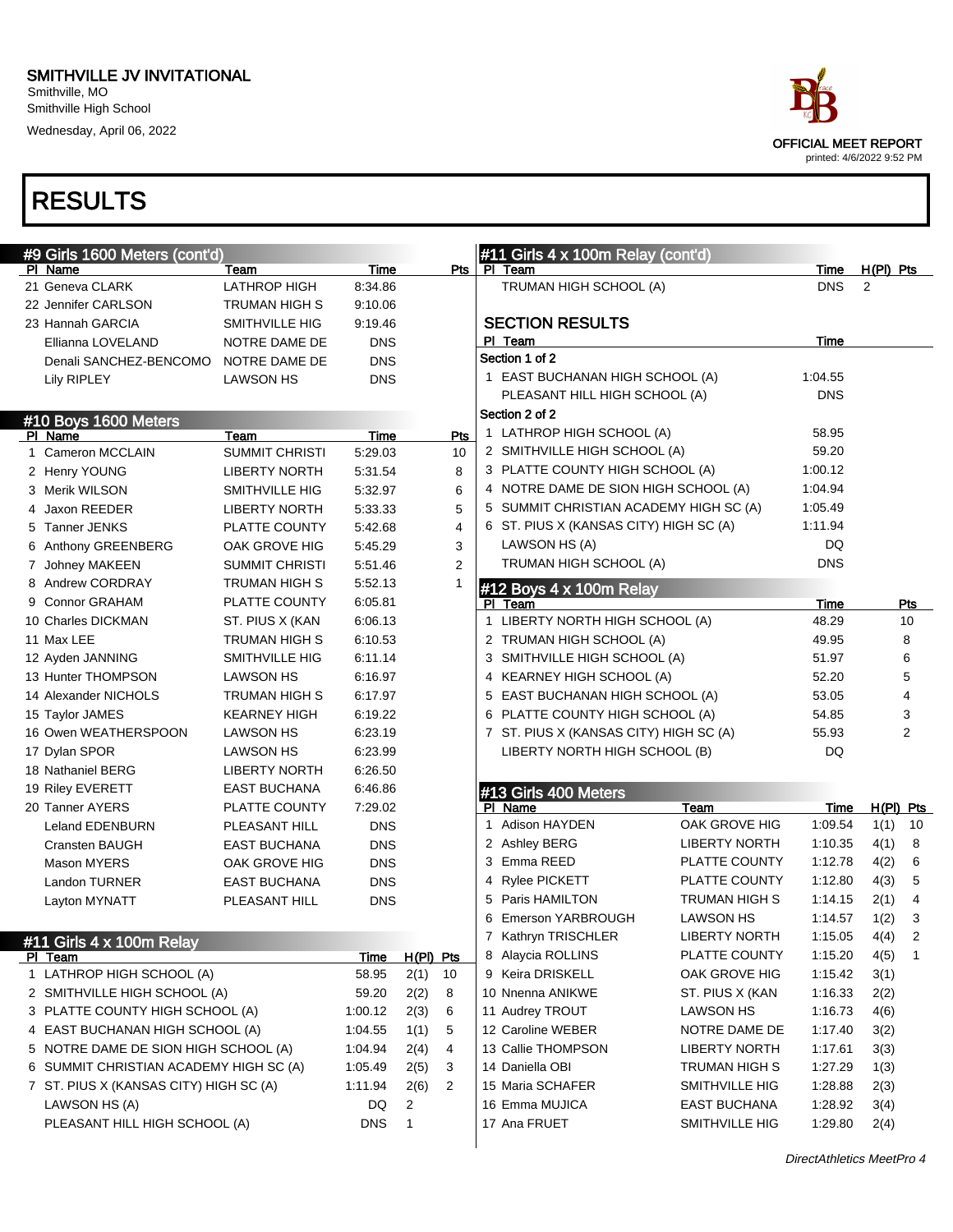# SMITHVILLE JV INVITATIONAL

Smithville, MO
Smithville High School
Wednesday, April 06, 2022

OFFICIAL MEET REPORT
printed: 4/6/2022 9:52 PM

## RESULTS

### #9 Girls 1600 Meters (cont'd)

| Pl | Name | Team | Time | Pts |
|---|---|---|---|---|
| 21 | Geneva CLARK | LATHROP HIGH | 8:34.86 | |
| 22 | Jennifer CARLSON | TRUMAN HIGH S | 9:10.06 | |
| 23 | Hannah GARCIA | SMITHVILLE HIG | 9:19.46 | |
| | Ellianna LOVELAND | NOTRE DAME DE | DNS | |
| | Denali SANCHEZ-BENCOMO | NOTRE DAME DE | DNS | |
| | Lily RIPLEY | LAWSON HS | DNS | |

### #10 Boys 1600 Meters

| Pl | Name | Team | Time | Pts |
|---|---|---|---|---|
| 1 | Cameron MCCLAIN | SUMMIT CHRISTI | 5:29.03 | 10 |
| 2 | Henry YOUNG | LIBERTY NORTH | 5:31.54 | 8 |
| 3 | Merik WILSON | SMITHVILLE HIG | 5:32.97 | 6 |
| 4 | Jaxon REEDER | LIBERTY NORTH | 5:33.33 | 5 |
| 5 | Tanner JENKS | PLATTE COUNTY | 5:42.68 | 4 |
| 6 | Anthony GREENBERG | OAK GROVE HIG | 5:45.29 | 3 |
| 7 | Johney MAKEEN | SUMMIT CHRISTI | 5:51.46 | 2 |
| 8 | Andrew CORDRAY | TRUMAN HIGH S | 5:52.13 | 1 |
| 9 | Connor GRAHAM | PLATTE COUNTY | 6:05.81 | |
| 10 | Charles DICKMAN | ST. PIUS X (KAN | 6:06.13 | |
| 11 | Max LEE | TRUMAN HIGH S | 6:10.53 | |
| 12 | Ayden JANNING | SMITHVILLE HIG | 6:11.14 | |
| 13 | Hunter THOMPSON | LAWSON HS | 6:16.97 | |
| 14 | Alexander NICHOLS | TRUMAN HIGH S | 6:17.97 | |
| 15 | Taylor JAMES | KEARNEY HIGH | 6:19.22 | |
| 16 | Owen WEATHERSPOON | LAWSON HS | 6:23.19 | |
| 17 | Dylan SPOR | LAWSON HS | 6:23.99 | |
| 18 | Nathaniel BERG | LIBERTY NORTH | 6:26.50 | |
| 19 | Riley EVERETT | EAST BUCHANA | 6:46.86 | |
| 20 | Tanner AYERS | PLATTE COUNTY | 7:29.02 | |
| | Leland EDENBURN | PLEASANT HILL | DNS | |
| | Cransten BAUGH | EAST BUCHANA | DNS | |
| | Mason MYERS | OAK GROVE HIG | DNS | |
| | Landon TURNER | EAST BUCHANA | DNS | |
| | Layton MYNATT | PLEASANT HILL | DNS | |

### #11 Girls 4 x 100m Relay

| Pl | Team | Time | H(Pl) | Pts |
|---|---|---|---|---|
| 1 | LATHROP HIGH SCHOOL (A) | 58.95 | 2(1) | 10 |
| 2 | SMITHVILLE HIGH SCHOOL (A) | 59.20 | 2(2) | 8 |
| 3 | PLATTE COUNTY HIGH SCHOOL (A) | 1:00.12 | 2(3) | 6 |
| 4 | EAST BUCHANAN HIGH SCHOOL (A) | 1:04.55 | 1(1) | 5 |
| 5 | NOTRE DAME DE SION HIGH SCHOOL (A) | 1:04.94 | 2(4) | 4 |
| 6 | SUMMIT CHRISTIAN ACADEMY HIGH SC (A) | 1:05.49 | 2(5) | 3 |
| 7 | ST. PIUS X (KANSAS CITY) HIGH SC (A) | 1:11.94 | 2(6) | 2 |
| | LAWSON HS (A) | DQ | 2 | |
| | PLEASANT HILL HIGH SCHOOL (A) | DNS | 1 | |
| | TRUMAN HIGH SCHOOL (A) | DNS | 2 | |

#### SECTION RESULTS

| Pl | Team | Time |
|---|---|---|
| **Section 1 of 2** | | |
| 1 | EAST BUCHANAN HIGH SCHOOL (A) | 1:04.55 |
| | PLEASANT HILL HIGH SCHOOL (A) | DNS |
| **Section 2 of 2** | | |
| 1 | LATHROP HIGH SCHOOL (A) | 58.95 |
| 2 | SMITHVILLE HIGH SCHOOL (A) | 59.20 |
| 3 | PLATTE COUNTY HIGH SCHOOL (A) | 1:00.12 |
| 4 | NOTRE DAME DE SION HIGH SCHOOL (A) | 1:04.94 |
| 5 | SUMMIT CHRISTIAN ACADEMY HIGH SC (A) | 1:05.49 |
| 6 | ST. PIUS X (KANSAS CITY) HIGH SC (A) | 1:11.94 |
| | LAWSON HS (A) | DQ |
| | TRUMAN HIGH SCHOOL (A) | DNS |

### #12 Boys 4 x 100m Relay

| Pl | Team | Time | Pts |
|---|---|---|---|
| 1 | LIBERTY NORTH HIGH SCHOOL (A) | 48.29 | 10 |
| 2 | TRUMAN HIGH SCHOOL (A) | 49.95 | 8 |
| 3 | SMITHVILLE HIGH SCHOOL (A) | 51.97 | 6 |
| 4 | KEARNEY HIGH SCHOOL (A) | 52.20 | 5 |
| 5 | EAST BUCHANAN HIGH SCHOOL (A) | 53.05 | 4 |
| 6 | PLATTE COUNTY HIGH SCHOOL (A) | 54.85 | 3 |
| 7 | ST. PIUS X (KANSAS CITY) HIGH SC (A) | 55.93 | 2 |
| | LIBERTY NORTH HIGH SCHOOL (B) | DQ | |

### #13 Girls 400 Meters

| Pl | Name | Team | Time | H(Pl) | Pts |
|---|---|---|---|---|---|
| 1 | Adison HAYDEN | OAK GROVE HIG | 1:09.54 | 1(1) | 10 |
| 2 | Ashley BERG | LIBERTY NORTH | 1:10.35 | 4(1) | 8 |
| 3 | Emma REED | PLATTE COUNTY | 1:12.78 | 4(2) | 6 |
| 4 | Rylee PICKETT | PLATTE COUNTY | 1:12.80 | 4(3) | 5 |
| 5 | Paris HAMILTON | TRUMAN HIGH S | 1:14.15 | 2(1) | 4 |
| 6 | Emerson YARBROUGH | LAWSON HS | 1:14.57 | 1(2) | 3 |
| 7 | Kathryn TRISCHLER | LIBERTY NORTH | 1:15.05 | 4(4) | 2 |
| 8 | Alaycia ROLLINS | PLATTE COUNTY | 1:15.20 | 4(5) | 1 |
| 9 | Keira DRISKELL | OAK GROVE HIG | 1:15.42 | 3(1) | |
| 10 | Nnenna ANIKWE | ST. PIUS X (KAN | 1:16.33 | 2(2) | |
| 11 | Audrey TROUT | LAWSON HS | 1:16.73 | 4(6) | |
| 12 | Caroline WEBER | NOTRE DAME DE | 1:17.40 | 3(2) | |
| 13 | Callie THOMPSON | LIBERTY NORTH | 1:17.61 | 3(3) | |
| 14 | Daniella OBI | TRUMAN HIGH S | 1:27.29 | 1(3) | |
| 15 | Maria SCHAFER | SMITHVILLE HIG | 1:28.88 | 2(3) | |
| 16 | Emma MUJICA | EAST BUCHANA | 1:28.92 | 3(4) | |
| 17 | Ana FRUET | SMITHVILLE HIG | 1:29.80 | 2(4) | |

*DirectAthletics MeetPro 4*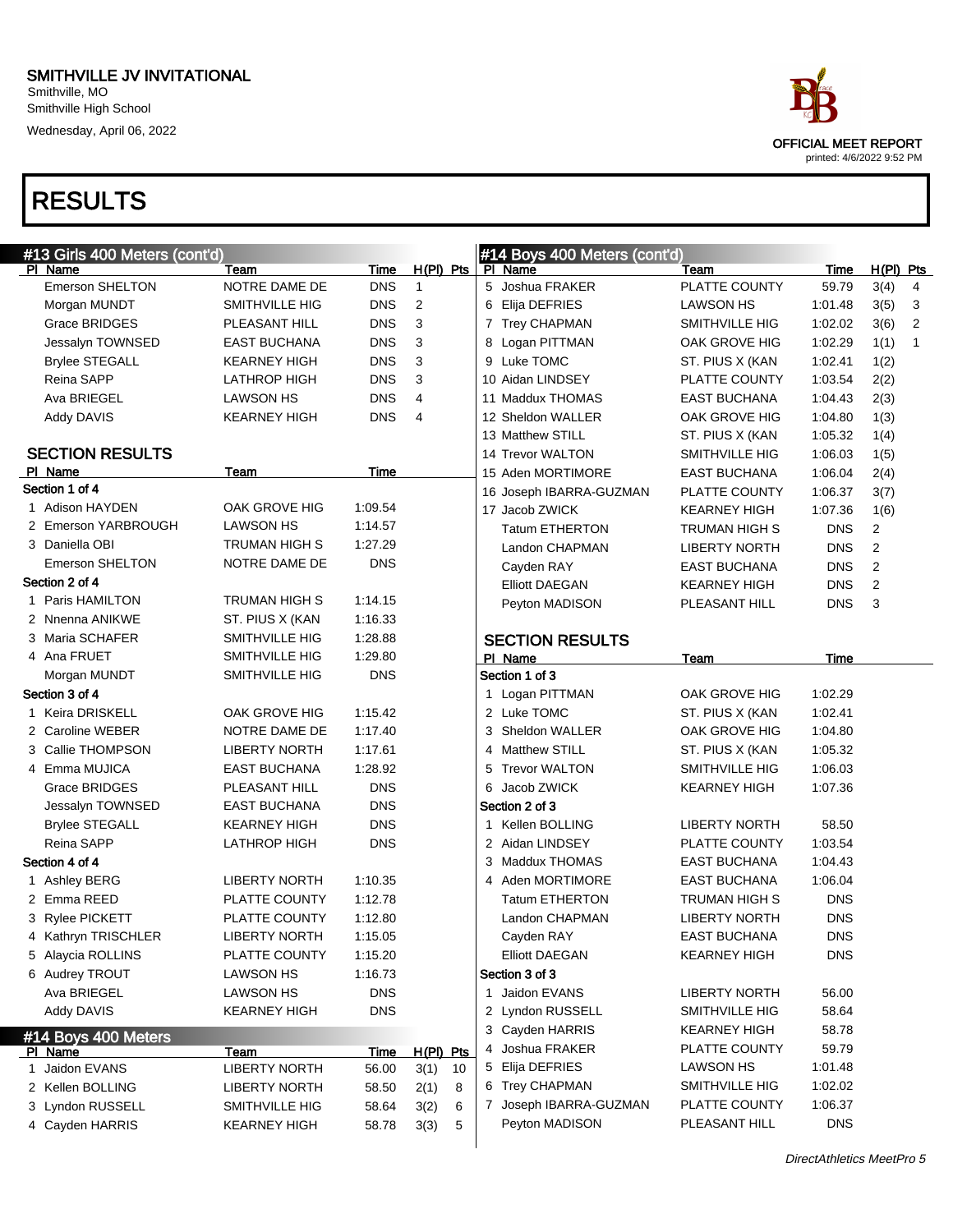# SMITHVILLE JV INVITATIONAL

Smithville, MO
Smithville High School
Wednesday, April 06, 2022

OFFICIAL MEET REPORT
printed: 4/6/2022 9:52 PM

# RESULTS

## #13 Girls 400 Meters (cont'd)

| Pl | Name | Team | Time | H(Pl) | Pts |
|---|---|---|---|---|---|
| | Emerson SHELTON | NOTRE DAME DE | DNS | 1 | |
| | Morgan MUNDT | SMITHVILLE HIG | DNS | 2 | |
| | Grace BRIDGES | PLEASANT HILL | DNS | 3 | |
| | Jessalyn TOWNSED | EAST BUCHANA | DNS | 3 | |
| | Brylee STEGALL | KEARNEY HIGH | DNS | 3 | |
| | Reina SAPP | LATHROP HIGH | DNS | 3 | |
| | Ava BRIEGEL | LAWSON HS | DNS | 4 | |
| | Addy DAVIS | KEARNEY HIGH | DNS | 4 | |

### SECTION RESULTS

| Pl | Name | Team | Time |
|---|---|---|---|
| **Section 1 of 4** | | | |
| 1 | Adison HAYDEN | OAK GROVE HIG | 1:09.54 |
| 2 | Emerson YARBROUGH | LAWSON HS | 1:14.57 |
| 3 | Daniella OBI | TRUMAN HIGH S | 1:27.29 |
| | Emerson SHELTON | NOTRE DAME DE | DNS |
| **Section 2 of 4** | | | |
| 1 | Paris HAMILTON | TRUMAN HIGH S | 1:14.15 |
| 2 | Nnenna ANIKWE | ST. PIUS X (KAN | 1:16.33 |
| 3 | Maria SCHAFER | SMITHVILLE HIG | 1:28.88 |
| 4 | Ana FRUET | SMITHVILLE HIG | 1:29.80 |
| | Morgan MUNDT | SMITHVILLE HIG | DNS |
| **Section 3 of 4** | | | |
| 1 | Keira DRISKELL | OAK GROVE HIG | 1:15.42 |
| 2 | Caroline WEBER | NOTRE DAME DE | 1:17.40 |
| 3 | Callie THOMPSON | LIBERTY NORTH | 1:17.61 |
| 4 | Emma MUJICA | EAST BUCHANA | 1:28.92 |
| | Grace BRIDGES | PLEASANT HILL | DNS |
| | Jessalyn TOWNSED | EAST BUCHANA | DNS |
| | Brylee STEGALL | KEARNEY HIGH | DNS |
| | Reina SAPP | LATHROP HIGH | DNS |
| **Section 4 of 4** | | | |
| 1 | Ashley BERG | LIBERTY NORTH | 1:10.35 |
| 2 | Emma REED | PLATTE COUNTY | 1:12.78 |
| 3 | Rylee PICKETT | PLATTE COUNTY | 1:12.80 |
| 4 | Kathryn TRISCHLER | LIBERTY NORTH | 1:15.05 |
| 5 | Alaycia ROLLINS | PLATTE COUNTY | 1:15.20 |
| 6 | Audrey TROUT | LAWSON HS | 1:16.73 |
| | Ava BRIEGEL | LAWSON HS | DNS |
| | Addy DAVIS | KEARNEY HIGH | DNS |

## #14 Boys 400 Meters

| Pl | Name | Team | Time | H(Pl) | Pts |
|---|---|---|---|---|---|
| 1 | Jaidon EVANS | LIBERTY NORTH | 56.00 | 3(1) | 10 |
| 2 | Kellen BOLLING | LIBERTY NORTH | 58.50 | 2(1) | 8 |
| 3 | Lyndon RUSSELL | SMITHVILLE HIG | 58.64 | 3(2) | 6 |
| 4 | Cayden HARRIS | KEARNEY HIGH | 58.78 | 3(3) | 5 |
| 5 | Joshua FRAKER | PLATTE COUNTY | 59.79 | 3(4) | 4 |
| 6 | Elija DEFRIES | LAWSON HS | 1:01.48 | 3(5) | 3 |
| 7 | Trey CHAPMAN | SMITHVILLE HIG | 1:02.02 | 3(6) | 2 |
| 8 | Logan PITTMAN | OAK GROVE HIG | 1:02.29 | 1(1) | 1 |
| 9 | Luke TOMC | ST. PIUS X (KAN | 1:02.41 | 1(2) | |
| 10 | Aidan LINDSEY | PLATTE COUNTY | 1:03.54 | 2(2) | |
| 11 | Maddux THOMAS | EAST BUCHANA | 1:04.43 | 2(3) | |
| 12 | Sheldon WALLER | OAK GROVE HIG | 1:04.80 | 1(3) | |
| 13 | Matthew STILL | ST. PIUS X (KAN | 1:05.32 | 1(4) | |
| 14 | Trevor WALTON | SMITHVILLE HIG | 1:06.03 | 1(5) | |
| 15 | Aden MORTIMORE | EAST BUCHANA | 1:06.04 | 2(4) | |
| 16 | Joseph IBARRA-GUZMAN | PLATTE COUNTY | 1:06.37 | 3(7) | |
| 17 | Jacob ZWICK | KEARNEY HIGH | 1:07.36 | 1(6) | |
| | Tatum ETHERTON | TRUMAN HIGH S | DNS | 2 | |
| | Landon CHAPMAN | LIBERTY NORTH | DNS | 2 | |
| | Cayden RAY | EAST BUCHANA | DNS | 2 | |
| | Elliott DAEGAN | KEARNEY HIGH | DNS | 2 | |
| | Peyton MADISON | PLEASANT HILL | DNS | 3 | |

### SECTION RESULTS

| Pl | Name | Team | Time |
|---|---|---|---|
| **Section 1 of 3** | | | |
| 1 | Logan PITTMAN | OAK GROVE HIG | 1:02.29 |
| 2 | Luke TOMC | ST. PIUS X (KAN | 1:02.41 |
| 3 | Sheldon WALLER | OAK GROVE HIG | 1:04.80 |
| 4 | Matthew STILL | ST. PIUS X (KAN | 1:05.32 |
| 5 | Trevor WALTON | SMITHVILLE HIG | 1:06.03 |
| 6 | Jacob ZWICK | KEARNEY HIGH | 1:07.36 |
| **Section 2 of 3** | | | |
| 1 | Kellen BOLLING | LIBERTY NORTH | 58.50 |
| 2 | Aidan LINDSEY | PLATTE COUNTY | 1:03.54 |
| 3 | Maddux THOMAS | EAST BUCHANA | 1:04.43 |
| 4 | Aden MORTIMORE | EAST BUCHANA | 1:06.04 |
| | Tatum ETHERTON | TRUMAN HIGH S | DNS |
| | Landon CHAPMAN | LIBERTY NORTH | DNS |
| | Cayden RAY | EAST BUCHANA | DNS |
| | Elliott DAEGAN | KEARNEY HIGH | DNS |
| **Section 3 of 3** | | | |
| 1 | Jaidon EVANS | LIBERTY NORTH | 56.00 |
| 2 | Lyndon RUSSELL | SMITHVILLE HIG | 58.64 |
| 3 | Cayden HARRIS | KEARNEY HIGH | 58.78 |
| 4 | Joshua FRAKER | PLATTE COUNTY | 59.79 |
| 5 | Elija DEFRIES | LAWSON HS | 1:01.48 |
| 6 | Trey CHAPMAN | SMITHVILLE HIG | 1:02.02 |
| 7 | Joseph IBARRA-GUZMAN | PLATTE COUNTY | 1:06.37 |
| | Peyton MADISON | PLEASANT HILL | DNS |

DirectAthletics MeetPro 5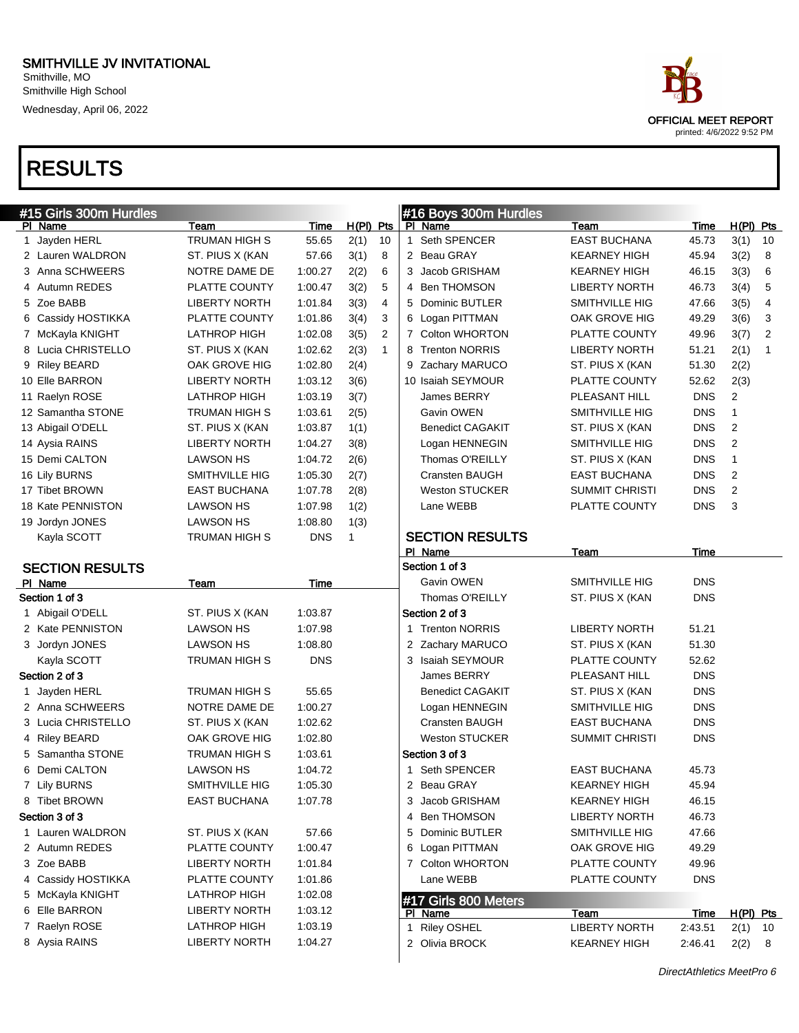# SMITHVILLE JV INVITATIONAL

Smithville, MO
Smithville High School
Wednesday, April 06, 2022

OFFICIAL MEET REPORT
printed: 4/6/2022 9:52 PM

# RESULTS

## #15 Girls 300m Hurdles

| Pl | Name | Team | Time | H(Pl) | Pts |
|---|---|---|---|---|---|
| 1 | Jayden HERL | TRUMAN HIGH S | 55.65 | 2(1) | 10 |
| 2 | Lauren WALDRON | ST. PIUS X (KAN | 57.66 | 3(1) | 8 |
| 3 | Anna SCHWEERS | NOTRE DAME DE | 1:00.27 | 2(2) | 6 |
| 4 | Autumn REDES | PLATTE COUNTY | 1:00.47 | 3(2) | 5 |
| 5 | Zoe BABB | LIBERTY NORTH | 1:01.84 | 3(3) | 4 |
| 6 | Cassidy HOSTIKKA | PLATTE COUNTY | 1:01.86 | 3(4) | 3 |
| 7 | McKayla KNIGHT | LATHROP HIGH | 1:02.08 | 3(5) | 2 |
| 8 | Lucia CHRISTELLO | ST. PIUS X (KAN | 1:02.62 | 2(3) | 1 |
| 9 | Riley BEARD | OAK GROVE HIG | 1:02.80 | 2(4) | |
| 10 | Elle BARRON | LIBERTY NORTH | 1:03.12 | 3(6) | |
| 11 | Raelyn ROSE | LATHROP HIGH | 1:03.19 | 3(7) | |
| 12 | Samantha STONE | TRUMAN HIGH S | 1:03.61 | 2(5) | |
| 13 | Abigail O'DELL | ST. PIUS X (KAN | 1:03.87 | 1(1) | |
| 14 | Aysia RAINS | LIBERTY NORTH | 1:04.27 | 3(8) | |
| 15 | Demi CALTON | LAWSON HS | 1:04.72 | 2(6) | |
| 16 | Lily BURNS | SMITHVILLE HIG | 1:05.30 | 2(7) | |
| 17 | Tibet BROWN | EAST BUCHANA | 1:07.78 | 2(8) | |
| 18 | Kate PENNISTON | LAWSON HS | 1:07.98 | 1(2) | |
| 19 | Jordyn JONES | LAWSON HS | 1:08.80 | 1(3) | |
| | Kayla SCOTT | TRUMAN HIGH S | DNS | 1 | |

### SECTION RESULTS

| Pl | Name | Team | Time |
|---|---|---|---|
| **Section 1 of 3** | | | |
| 1 | Abigail O'DELL | ST. PIUS X (KAN | 1:03.87 |
| 2 | Kate PENNISTON | LAWSON HS | 1:07.98 |
| 3 | Jordyn JONES | LAWSON HS | 1:08.80 |
| | Kayla SCOTT | TRUMAN HIGH S | DNS |
| **Section 2 of 3** | | | |
| 1 | Jayden HERL | TRUMAN HIGH S | 55.65 |
| 2 | Anna SCHWEERS | NOTRE DAME DE | 1:00.27 |
| 3 | Lucia CHRISTELLO | ST. PIUS X (KAN | 1:02.62 |
| 4 | Riley BEARD | OAK GROVE HIG | 1:02.80 |
| 5 | Samantha STONE | TRUMAN HIGH S | 1:03.61 |
| 6 | Demi CALTON | LAWSON HS | 1:04.72 |
| 7 | Lily BURNS | SMITHVILLE HIG | 1:05.30 |
| 8 | Tibet BROWN | EAST BUCHANA | 1:07.78 |
| **Section 3 of 3** | | | |
| 1 | Lauren WALDRON | ST. PIUS X (KAN | 57.66 |
| 2 | Autumn REDES | PLATTE COUNTY | 1:00.47 |
| 3 | Zoe BABB | LIBERTY NORTH | 1:01.84 |
| 4 | Cassidy HOSTIKKA | PLATTE COUNTY | 1:01.86 |
| 5 | McKayla KNIGHT | LATHROP HIGH | 1:02.08 |
| 6 | Elle BARRON | LIBERTY NORTH | 1:03.12 |
| 7 | Raelyn ROSE | LATHROP HIGH | 1:03.19 |
| 8 | Aysia RAINS | LIBERTY NORTH | 1:04.27 |

## #16 Boys 300m Hurdles

| Pl | Name | Team | Time | H(Pl) | Pts |
|---|---|---|---|---|---|
| 1 | Seth SPENCER | EAST BUCHANA | 45.73 | 3(1) | 10 |
| 2 | Beau GRAY | KEARNEY HIGH | 45.94 | 3(2) | 8 |
| 3 | Jacob GRISHAM | KEARNEY HIGH | 46.15 | 3(3) | 6 |
| 4 | Ben THOMSON | LIBERTY NORTH | 46.73 | 3(4) | 5 |
| 5 | Dominic BUTLER | SMITHVILLE HIG | 47.66 | 3(5) | 4 |
| 6 | Logan PITTMAN | OAK GROVE HIG | 49.29 | 3(6) | 3 |
| 7 | Colton WHORTON | PLATTE COUNTY | 49.96 | 3(7) | 2 |
| 8 | Trenton NORRIS | LIBERTY NORTH | 51.21 | 2(1) | 1 |
| 9 | Zachary MARUCO | ST. PIUS X (KAN | 51.30 | 2(2) | |
| 10 | Isaiah SEYMOUR | PLATTE COUNTY | 52.62 | 2(3) | |
| | James BERRY | PLEASANT HILL | DNS | 2 | |
| | Gavin OWEN | SMITHVILLE HIG | DNS | 1 | |
| | Benedict CAGAKIT | ST. PIUS X (KAN | DNS | 2 | |
| | Logan HENNEGIN | SMITHVILLE HIG | DNS | 2 | |
| | Thomas O'REILLY | ST. PIUS X (KAN | DNS | 1 | |
| | Cransten BAUGH | EAST BUCHANA | DNS | 2 | |
| | Weston STUCKER | SUMMIT CHRISTI | DNS | 2 | |
| | Lane WEBB | PLATTE COUNTY | DNS | 3 | |

### SECTION RESULTS

| Pl | Name | Team | Time |
|---|---|---|---|
| **Section 1 of 3** | | | |
| | Gavin OWEN | SMITHVILLE HIG | DNS |
| | Thomas O'REILLY | ST. PIUS X (KAN | DNS |
| **Section 2 of 3** | | | |
| 1 | Trenton NORRIS | LIBERTY NORTH | 51.21 |
| 2 | Zachary MARUCO | ST. PIUS X (KAN | 51.30 |
| 3 | Isaiah SEYMOUR | PLATTE COUNTY | 52.62 |
| | James BERRY | PLEASANT HILL | DNS |
| | Benedict CAGAKIT | ST. PIUS X (KAN | DNS |
| | Logan HENNEGIN | SMITHVILLE HIG | DNS |
| | Cransten BAUGH | EAST BUCHANA | DNS |
| | Weston STUCKER | SUMMIT CHRISTI | DNS |
| **Section 3 of 3** | | | |
| 1 | Seth SPENCER | EAST BUCHANA | 45.73 |
| 2 | Beau GRAY | KEARNEY HIGH | 45.94 |
| 3 | Jacob GRISHAM | KEARNEY HIGH | 46.15 |
| 4 | Ben THOMSON | LIBERTY NORTH | 46.73 |
| 5 | Dominic BUTLER | SMITHVILLE HIG | 47.66 |
| 6 | Logan PITTMAN | OAK GROVE HIG | 49.29 |
| 7 | Colton WHORTON | PLATTE COUNTY | 49.96 |
| | Lane WEBB | PLATTE COUNTY | DNS |

## #17 Girls 800 Meters

| Pl | Name | Team | Time | H(Pl) | Pts |
|---|---|---|---|---|---|
| 1 | Riley OSHEL | LIBERTY NORTH | 2:43.51 | 2(1) | 10 |
| 2 | Olivia BROCK | KEARNEY HIGH | 2:46.41 | 2(2) | 8 |

DirectAthletics MeetPro 6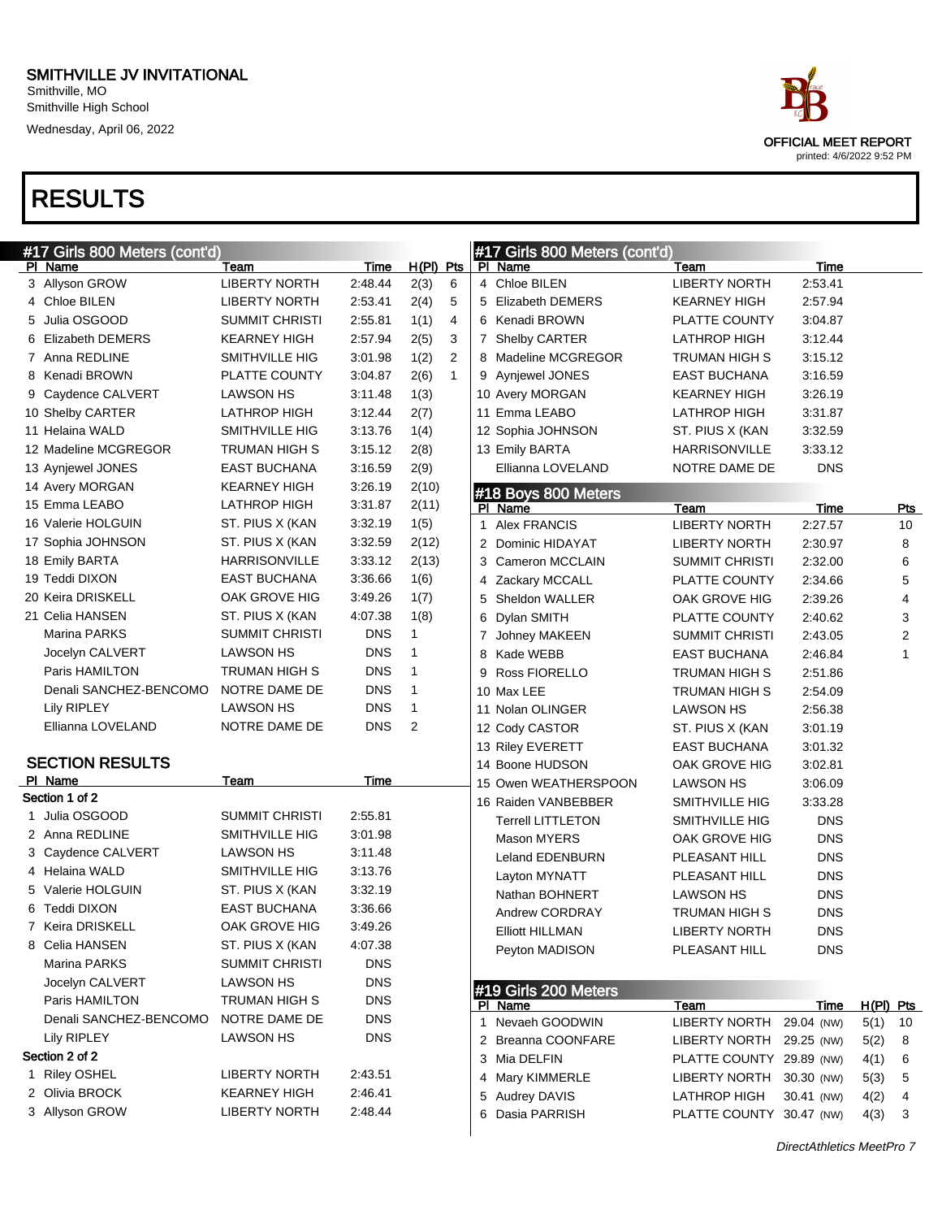# SMITHVILLE JV INVITATIONAL

Smithville, MO
Smithville High School
Wednesday, April 06, 2022

OFFICIAL MEET REPORT
printed: 4/6/2022 9:52 PM

# RESULTS

## #17 Girls 800 Meters (cont'd)

| Pl | Name | Team | Time | H(Pl) | Pts |
|---|---|---|---|---|---|
| 3 | Allyson GROW | LIBERTY NORTH | 2:48.44 | 2(3) | 6 |
| 4 | Chloe BILEN | LIBERTY NORTH | 2:53.41 | 2(4) | 5 |
| 5 | Julia OSGOOD | SUMMIT CHRISTI | 2:55.81 | 1(1) | 4 |
| 6 | Elizabeth DEMERS | KEARNEY HIGH | 2:57.94 | 2(5) | 3 |
| 7 | Anna REDLINE | SMITHVILLE HIG | 3:01.98 | 1(2) | 2 |
| 8 | Kenadi BROWN | PLATTE COUNTY | 3:04.87 | 2(6) | 1 |
| 9 | Caydence CALVERT | LAWSON HS | 3:11.48 | 1(3) | |
| 10 | Shelby CARTER | LATHROP HIGH | 3:12.44 | 2(7) | |
| 11 | Helaina WALD | SMITHVILLE HIG | 3:13.76 | 1(4) | |
| 12 | Madeline MCGREGOR | TRUMAN HIGH S | 3:15.12 | 2(8) | |
| 13 | Aynjewel JONES | EAST BUCHANA | 3:16.59 | 2(9) | |
| 14 | Avery MORGAN | KEARNEY HIGH | 3:26.19 | 2(10) | |
| 15 | Emma LEABO | LATHROP HIGH | 3:31.87 | 2(11) | |
| 16 | Valerie HOLGUIN | ST. PIUS X (KAN | 3:32.19 | 1(5) | |
| 17 | Sophia JOHNSON | ST. PIUS X (KAN | 3:32.59 | 2(12) | |
| 18 | Emily BARTA | HARRISONVILLE | 3:33.12 | 2(13) | |
| 19 | Teddi DIXON | EAST BUCHANA | 3:36.66 | 1(6) | |
| 20 | Keira DRISKELL | OAK GROVE HIG | 3:49.26 | 1(7) | |
| 21 | Celia HANSEN | ST. PIUS X (KAN | 4:07.38 | 1(8) | |
| | Marina PARKS | SUMMIT CHRISTI | DNS | 1 | |
| | Jocelyn CALVERT | LAWSON HS | DNS | 1 | |
| | Paris HAMILTON | TRUMAN HIGH S | DNS | 1 | |
| | Denali SANCHEZ-BENCOMO | NOTRE DAME DE | DNS | 1 | |
| | Lily RIPLEY | LAWSON HS | DNS | 1 | |
| | Ellianna LOVELAND | NOTRE DAME DE | DNS | 2 | |

### SECTION RESULTS

| Pl | Name | Team | Time |
|---|---|---|---|
| **Section 1 of 2** | | | |
| 1 | Julia OSGOOD | SUMMIT CHRISTI | 2:55.81 |
| 2 | Anna REDLINE | SMITHVILLE HIG | 3:01.98 |
| 3 | Caydence CALVERT | LAWSON HS | 3:11.48 |
| 4 | Helaina WALD | SMITHVILLE HIG | 3:13.76 |
| 5 | Valerie HOLGUIN | ST. PIUS X (KAN | 3:32.19 |
| 6 | Teddi DIXON | EAST BUCHANA | 3:36.66 |
| 7 | Keira DRISKELL | OAK GROVE HIG | 3:49.26 |
| 8 | Celia HANSEN | ST. PIUS X (KAN | 4:07.38 |
| | Marina PARKS | SUMMIT CHRISTI | DNS |
| | Jocelyn CALVERT | LAWSON HS | DNS |
| | Paris HAMILTON | TRUMAN HIGH S | DNS |
| | Denali SANCHEZ-BENCOMO | NOTRE DAME DE | DNS |
| | Lily RIPLEY | LAWSON HS | DNS |
| **Section 2 of 2** | | | |
| 1 | Riley OSHEL | LIBERTY NORTH | 2:43.51 |
| 2 | Olivia BROCK | KEARNEY HIGH | 2:46.41 |
| 3 | Allyson GROW | LIBERTY NORTH | 2:48.44 |
| 4 | Chloe BILEN | LIBERTY NORTH | 2:53.41 |
| 5 | Elizabeth DEMERS | KEARNEY HIGH | 2:57.94 |
| 6 | Kenadi BROWN | PLATTE COUNTY | 3:04.87 |
| 7 | Shelby CARTER | LATHROP HIGH | 3:12.44 |
| 8 | Madeline MCGREGOR | TRUMAN HIGH S | 3:15.12 |
| 9 | Aynjewel JONES | EAST BUCHANA | 3:16.59 |
| 10 | Avery MORGAN | KEARNEY HIGH | 3:26.19 |
| 11 | Emma LEABO | LATHROP HIGH | 3:31.87 |
| 12 | Sophia JOHNSON | ST. PIUS X (KAN | 3:32.59 |
| 13 | Emily BARTA | HARRISONVILLE | 3:33.12 |
| | Ellianna LOVELAND | NOTRE DAME DE | DNS |

## #18 Boys 800 Meters

| Pl | Name | Team | Time | Pts |
|---|---|---|---|---|
| 1 | Alex FRANCIS | LIBERTY NORTH | 2:27.57 | 10 |
| 2 | Dominic HIDAYAT | LIBERTY NORTH | 2:30.97 | 8 |
| 3 | Cameron MCCLAIN | SUMMIT CHRISTI | 2:32.00 | 6 |
| 4 | Zackary MCCALL | PLATTE COUNTY | 2:34.66 | 5 |
| 5 | Sheldon WALLER | OAK GROVE HIG | 2:39.26 | 4 |
| 6 | Dylan SMITH | PLATTE COUNTY | 2:40.62 | 3 |
| 7 | Johney MAKEEN | SUMMIT CHRISTI | 2:43.05 | 2 |
| 8 | Kade WEBB | EAST BUCHANA | 2:46.84 | 1 |
| 9 | Ross FIORELLO | TRUMAN HIGH S | 2:51.86 | |
| 10 | Max LEE | TRUMAN HIGH S | 2:54.09 | |
| 11 | Nolan OLINGER | LAWSON HS | 2:56.38 | |
| 12 | Cody CASTOR | ST. PIUS X (KAN | 3:01.19 | |
| 13 | Riley EVERETT | EAST BUCHANA | 3:01.32 | |
| 14 | Boone HUDSON | OAK GROVE HIG | 3:02.81 | |
| 15 | Owen WEATHERSPOON | LAWSON HS | 3:06.09 | |
| 16 | Raiden VANBEBBER | SMITHVILLE HIG | 3:33.28 | |
| | Terrell LITTLETON | SMITHVILLE HIG | DNS | |
| | Mason MYERS | OAK GROVE HIG | DNS | |
| | Leland EDENBURN | PLEASANT HILL | DNS | |
| | Layton MYNATT | PLEASANT HILL | DNS | |
| | Nathan BOHNERT | LAWSON HS | DNS | |
| | Andrew CORDRAY | TRUMAN HIGH S | DNS | |
| | Elliott HILLMAN | LIBERTY NORTH | DNS | |
| | Peyton MADISON | PLEASANT HILL | DNS | |

## #19 Girls 200 Meters

| Pl | Name | Team | Time | H(Pl) | Pts |
|---|---|---|---|---|---|
| 1 | Nevaeh GOODWIN | LIBERTY NORTH | 29.04 (NW) | 5(1) | 10 |
| 2 | Breanna COONFARE | LIBERTY NORTH | 29.25 (NW) | 5(2) | 8 |
| 3 | Mia DELFIN | PLATTE COUNTY | 29.89 (NW) | 4(1) | 6 |
| 4 | Mary KIMMERLE | LIBERTY NORTH | 30.30 (NW) | 5(3) | 5 |
| 5 | Audrey DAVIS | LATHROP HIGH | 30.41 (NW) | 4(2) | 4 |
| 6 | Dasia PARRISH | PLATTE COUNTY | 30.47 (NW) | 4(3) | 3 |

*DirectAthletics MeetPro 7*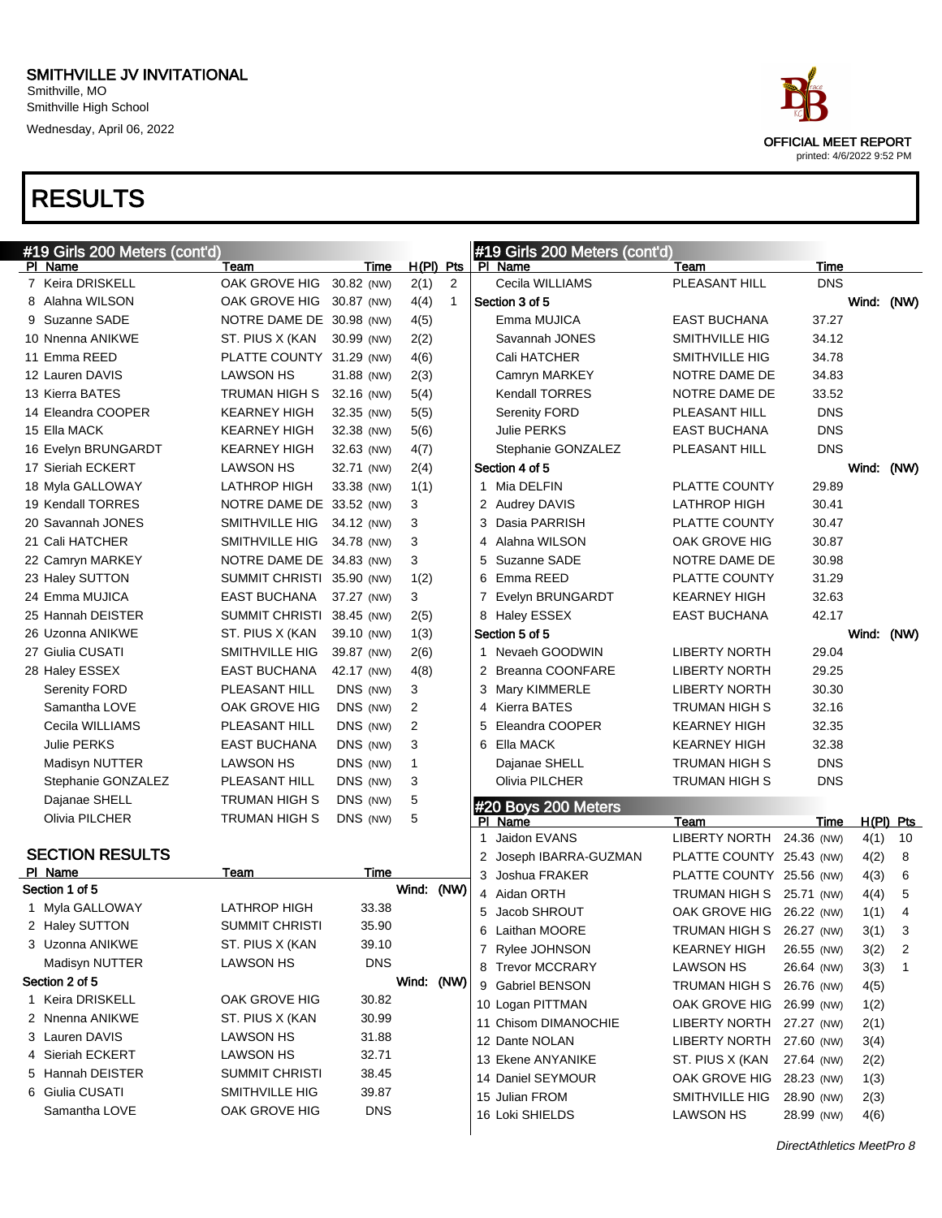# SMITHVILLE JV INVITATIONAL

Smithville, MO
Smithville High School
Wednesday, April 06, 2022

OFFICIAL MEET REPORT
printed: 4/6/2022 9:52 PM

# RESULTS

## #19 Girls 200 Meters (cont'd)

| Pl | Name | Team | Time | | H(Pl) | Pts |
|---|---|---|---|---|---|---|
| 7 | Keira DRISKELL | OAK GROVE HIG | 30.82 | (NW) | 2(1) | 2 |
| 8 | Alahna WILSON | OAK GROVE HIG | 30.87 | (NW) | 4(4) | 1 |
| 9 | Suzanne SADE | NOTRE DAME DE | 30.98 | (NW) | 4(5) | |
| 10 | Nnenna ANIKWE | ST. PIUS X (KAN | 30.99 | (NW) | 2(2) | |
| 11 | Emma REED | PLATTE COUNTY | 31.29 | (NW) | 4(6) | |
| 12 | Lauren DAVIS | LAWSON HS | 31.88 | (NW) | 2(3) | |
| 13 | Kierra BATES | TRUMAN HIGH S | 32.16 | (NW) | 5(4) | |
| 14 | Eleandra COOPER | KEARNEY HIGH | 32.35 | (NW) | 5(5) | |
| 15 | Ella MACK | KEARNEY HIGH | 32.38 | (NW) | 5(6) | |
| 16 | Evelyn BRUNGARDT | KEARNEY HIGH | 32.63 | (NW) | 4(7) | |
| 17 | Sieriah ECKERT | LAWSON HS | 32.71 | (NW) | 2(4) | |
| 18 | Myla GALLOWAY | LATHROP HIGH | 33.38 | (NW) | 1(1) | |
| 19 | Kendall TORRES | NOTRE DAME DE | 33.52 | (NW) | 3 | |
| 20 | Savannah JONES | SMITHVILLE HIG | 34.12 | (NW) | 3 | |
| 21 | Cali HATCHER | SMITHVILLE HIG | 34.78 | (NW) | 3 | |
| 22 | Camryn MARKEY | NOTRE DAME DE | 34.83 | (NW) | 3 | |
| 23 | Haley SUTTON | SUMMIT CHRISTI | 35.90 | (NW) | 1(2) | |
| 24 | Emma MUJICA | EAST BUCHANA | 37.27 | (NW) | 3 | |
| 25 | Hannah DEISTER | SUMMIT CHRISTI | 38.45 | (NW) | 2(5) | |
| 26 | Uzonna ANIKWE | ST. PIUS X (KAN | 39.10 | (NW) | 1(3) | |
| 27 | Giulia CUSATI | SMITHVILLE HIG | 39.87 | (NW) | 2(6) | |
| 28 | Haley ESSEX | EAST BUCHANA | 42.17 | (NW) | 4(8) | |
| | Serenity FORD | PLEASANT HILL | DNS | (NW) | 3 | |
| | Samantha LOVE | OAK GROVE HIG | DNS | (NW) | 2 | |
| | Cecila WILLIAMS | PLEASANT HILL | DNS | (NW) | 2 | |
| | Julie PERKS | EAST BUCHANA | DNS | (NW) | 3 | |
| | Madisyn NUTTER | LAWSON HS | DNS | (NW) | 1 | |
| | Stephanie GONZALEZ | PLEASANT HILL | DNS | (NW) | 3 | |
| | Dajanae SHELL | TRUMAN HIGH S | DNS | (NW) | 5 | |
| | Olivia PILCHER | TRUMAN HIGH S | DNS | (NW) | 5 | |

### SECTION RESULTS

| Pl | Name | Team | Time |
|---|---|---|---|
| **Section 1 of 5** | | | Wind: (NW) |
| 1 | Myla GALLOWAY | LATHROP HIGH | 33.38 |
| 2 | Haley SUTTON | SUMMIT CHRISTI | 35.90 |
| 3 | Uzonna ANIKWE | ST. PIUS X (KAN | 39.10 |
| | Madisyn NUTTER | LAWSON HS | DNS |
| **Section 2 of 5** | | | Wind: (NW) |
| 1 | Keira DRISKELL | OAK GROVE HIG | 30.82 |
| 2 | Nnenna ANIKWE | ST. PIUS X (KAN | 30.99 |
| 3 | Lauren DAVIS | LAWSON HS | 31.88 |
| 4 | Sieriah ECKERT | LAWSON HS | 32.71 |
| 5 | Hannah DEISTER | SUMMIT CHRISTI | 38.45 |
| 6 | Giulia CUSATI | SMITHVILLE HIG | 39.87 |
| | Samantha LOVE | OAK GROVE HIG | DNS |
| | Cecila WILLIAMS | PLEASANT HILL | DNS |
| **Section 3 of 5** | | | Wind: (NW) |
| | Emma MUJICA | EAST BUCHANA | 37.27 |
| | Savannah JONES | SMITHVILLE HIG | 34.12 |
| | Cali HATCHER | SMITHVILLE HIG | 34.78 |
| | Camryn MARKEY | NOTRE DAME DE | 34.83 |
| | Kendall TORRES | NOTRE DAME DE | 33.52 |
| | Serenity FORD | PLEASANT HILL | DNS |
| | Julie PERKS | EAST BUCHANA | DNS |
| | Stephanie GONZALEZ | PLEASANT HILL | DNS |
| **Section 4 of 5** | | | Wind: (NW) |
| 1 | Mia DELFIN | PLATTE COUNTY | 29.89 |
| 2 | Audrey DAVIS | LATHROP HIGH | 30.41 |
| 3 | Dasia PARRISH | PLATTE COUNTY | 30.47 |
| 4 | Alahna WILSON | OAK GROVE HIG | 30.87 |
| 5 | Suzanne SADE | NOTRE DAME DE | 30.98 |
| 6 | Emma REED | PLATTE COUNTY | 31.29 |
| 7 | Evelyn BRUNGARDT | KEARNEY HIGH | 32.63 |
| 8 | Haley ESSEX | EAST BUCHANA | 42.17 |
| **Section 5 of 5** | | | Wind: (NW) |
| 1 | Nevaeh GOODWIN | LIBERTY NORTH | 29.04 |
| 2 | Breanna COONFARE | LIBERTY NORTH | 29.25 |
| 3 | Mary KIMMERLE | LIBERTY NORTH | 30.30 |
| 4 | Kierra BATES | TRUMAN HIGH S | 32.16 |
| 5 | Eleandra COOPER | KEARNEY HIGH | 32.35 |
| 6 | Ella MACK | KEARNEY HIGH | 32.38 |
| | Dajanae SHELL | TRUMAN HIGH S | DNS |
| | Olivia PILCHER | TRUMAN HIGH S | DNS |

## #20 Boys 200 Meters

| Pl | Name | Team | Time | | H(Pl) | Pts |
|---|---|---|---|---|---|---|
| 1 | Jaidon EVANS | LIBERTY NORTH | 24.36 | (NW) | 4(1) | 10 |
| 2 | Joseph IBARRA-GUZMAN | PLATTE COUNTY | 25.43 | (NW) | 4(2) | 8 |
| 3 | Joshua FRAKER | PLATTE COUNTY | 25.56 | (NW) | 4(3) | 6 |
| 4 | Aidan ORTH | TRUMAN HIGH S | 25.71 | (NW) | 4(4) | 5 |
| 5 | Jacob SHROUT | OAK GROVE HIG | 26.22 | (NW) | 1(1) | 4 |
| 6 | Laithan MOORE | TRUMAN HIGH S | 26.27 | (NW) | 3(1) | 3 |
| 7 | Rylee JOHNSON | KEARNEY HIGH | 26.55 | (NW) | 3(2) | 2 |
| 8 | Trevor MCCRARY | LAWSON HS | 26.64 | (NW) | 3(3) | 1 |
| 9 | Gabriel BENSON | TRUMAN HIGH S | 26.76 | (NW) | 4(5) | |
| 10 | Logan PITTMAN | OAK GROVE HIG | 26.99 | (NW) | 1(2) | |
| 11 | Chisom DIMANOCHIE | LIBERTY NORTH | 27.27 | (NW) | 2(1) | |
| 12 | Dante NOLAN | LIBERTY NORTH | 27.60 | (NW) | 3(4) | |
| 13 | Ekene ANYANIKE | ST. PIUS X (KAN | 27.64 | (NW) | 2(2) | |
| 14 | Daniel SEYMOUR | OAK GROVE HIG | 28.23 | (NW) | 1(3) | |
| 15 | Julian FROM | SMITHVILLE HIG | 28.90 | (NW) | 2(3) | |
| 16 | Loki SHIELDS | LAWSON HS | 28.99 | (NW) | 4(6) | |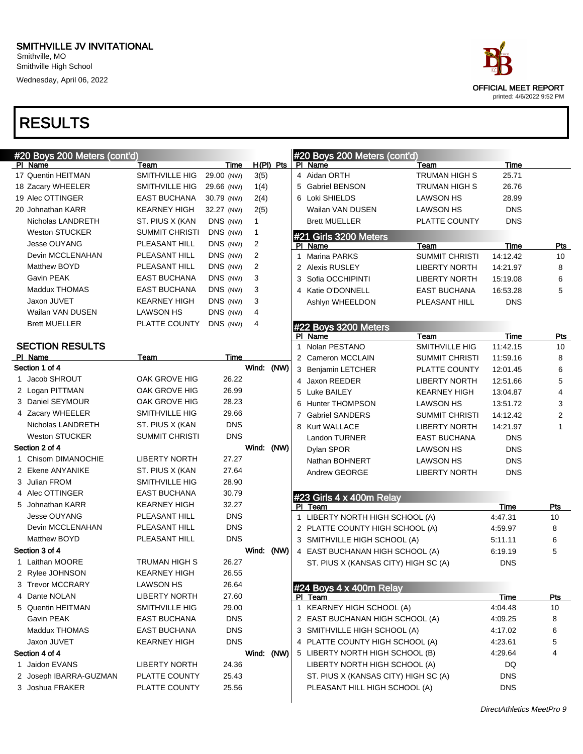# SMITHVILLE JV INVITATIONAL

Smithville, MO
Smithville High School
Wednesday, April 06, 2022

OFFICIAL MEET REPORT
printed: 4/6/2022 9:52 PM

# RESULTS

## #20 Boys 200 Meters (cont'd)

| Pl | Name | Team | Time | | H(Pl) | Pts |
|---|---|---|---|---|---|---|
| 17 | Quentin HEITMAN | SMITHVILLE HIG | 29.00 | (NW) | 3(5) | |
| 18 | Zacary WHEELER | SMITHVILLE HIG | 29.66 | (NW) | 1(4) | |
| 19 | Alec OTTINGER | EAST BUCHANA | 30.79 | (NW) | 2(4) | |
| 20 | Johnathan KARR | KEARNEY HIGH | 32.27 | (NW) | 2(5) | |
| | Nicholas LANDRETH | ST. PIUS X (KAN | DNS | (NW) | 1 | |
| | Weston STUCKER | SUMMIT CHRISTI | DNS | (NW) | 1 | |
| | Jesse OUYANG | PLEASANT HILL | DNS | (NW) | 2 | |
| | Devin MCCLENAHAN | PLEASANT HILL | DNS | (NW) | 2 | |
| | Matthew BOYD | PLEASANT HILL | DNS | (NW) | 2 | |
| | Gavin PEAK | EAST BUCHANA | DNS | (NW) | 3 | |
| | Maddux THOMAS | EAST BUCHANA | DNS | (NW) | 3 | |
| | Jaxon JUVET | KEARNEY HIGH | DNS | (NW) | 3 | |
| | Wailan VAN DUSEN | LAWSON HS | DNS | (NW) | 4 | |
| | Brett MUELLER | PLATTE COUNTY | DNS | (NW) | 4 | |

### SECTION RESULTS

| Pl | Name | Team | Time |
|---|---|---|---|
| **Section 1 of 4** | | | Wind: (NW) |
| 1 | Jacob SHROUT | OAK GROVE HIG | 26.22 |
| 2 | Logan PITTMAN | OAK GROVE HIG | 26.99 |
| 3 | Daniel SEYMOUR | OAK GROVE HIG | 28.23 |
| 4 | Zacary WHEELER | SMITHVILLE HIG | 29.66 |
| | Nicholas LANDRETH | ST. PIUS X (KAN | DNS |
| | Weston STUCKER | SUMMIT CHRISTI | DNS |
| **Section 2 of 4** | | | Wind: (NW) |
| 1 | Chisom DIMANOCHIE | LIBERTY NORTH | 27.27 |
| 2 | Ekene ANYANIKE | ST. PIUS X (KAN | 27.64 |
| 3 | Julian FROM | SMITHVILLE HIG | 28.90 |
| 4 | Alec OTTINGER | EAST BUCHANA | 30.79 |
| 5 | Johnathan KARR | KEARNEY HIGH | 32.27 |
| | Jesse OUYANG | PLEASANT HILL | DNS |
| | Devin MCCLENAHAN | PLEASANT HILL | DNS |
| | Matthew BOYD | PLEASANT HILL | DNS |
| **Section 3 of 4** | | | Wind: (NW) |
| 1 | Laithan MOORE | TRUMAN HIGH S | 26.27 |
| 2 | Rylee JOHNSON | KEARNEY HIGH | 26.55 |
| 3 | Trevor MCCRARY | LAWSON HS | 26.64 |
| 4 | Dante NOLAN | LIBERTY NORTH | 27.60 |
| 5 | Quentin HEITMAN | SMITHVILLE HIG | 29.00 |
| | Gavin PEAK | EAST BUCHANA | DNS |
| | Maddux THOMAS | EAST BUCHANA | DNS |
| | Jaxon JUVET | KEARNEY HIGH | DNS |
| **Section 4 of 4** | | | Wind: (NW) |
| 1 | Jaidon EVANS | LIBERTY NORTH | 24.36 |
| 2 | Joseph IBARRA-GUZMAN | PLATTE COUNTY | 25.43 |
| 3 | Joshua FRAKER | PLATTE COUNTY | 25.56 |
| 4 | Aidan ORTH | TRUMAN HIGH S | 25.71 |
| 5 | Gabriel BENSON | TRUMAN HIGH S | 26.76 |
| 6 | Loki SHIELDS | LAWSON HS | 28.99 |
| | Wailan VAN DUSEN | LAWSON HS | DNS |
| | Brett MUELLER | PLATTE COUNTY | DNS |

## #21 Girls 3200 Meters

| Pl | Name | Team | Time | Pts |
|---|---|---|---|---|
| 1 | Marina PARKS | SUMMIT CHRISTI | 14:12.42 | 10 |
| 2 | Alexis RUSLEY | LIBERTY NORTH | 14:21.97 | 8 |
| 3 | Sofia OCCHIPINTI | LIBERTY NORTH | 15:19.08 | 6 |
| 4 | Katie O'DONNELL | EAST BUCHANA | 16:53.28 | 5 |
| | Ashlyn WHEELDON | PLEASANT HILL | DNS | |

## #22 Boys 3200 Meters

| Pl | Name | Team | Time | Pts |
|---|---|---|---|---|
| 1 | Nolan PESTANO | SMITHVILLE HIG | 11:42.15 | 10 |
| 2 | Cameron MCCLAIN | SUMMIT CHRISTI | 11:59.16 | 8 |
| 3 | Benjamin LETCHER | PLATTE COUNTY | 12:01.45 | 6 |
| 4 | Jaxon REEDER | LIBERTY NORTH | 12:51.66 | 5 |
| 5 | Luke BAILEY | KEARNEY HIGH | 13:04.87 | 4 |
| 6 | Hunter THOMPSON | LAWSON HS | 13:51.72 | 3 |
| 7 | Gabriel SANDERS | SUMMIT CHRISTI | 14:12.42 | 2 |
| 8 | Kurt WALLACE | LIBERTY NORTH | 14:21.97 | 1 |
| | Landon TURNER | EAST BUCHANA | DNS | |
| | Dylan SPOR | LAWSON HS | DNS | |
| | Nathan BOHNERT | LAWSON HS | DNS | |
| | Andrew GEORGE | LIBERTY NORTH | DNS | |

## #23 Girls 4 x 400m Relay

| Pl | Team | Time | Pts |
|---|---|---|---|
| 1 | LIBERTY NORTH HIGH SCHOOL (A) | 4:47.31 | 10 |
| 2 | PLATTE COUNTY HIGH SCHOOL (A) | 4:59.97 | 8 |
| 3 | SMITHVILLE HIGH SCHOOL (A) | 5:11.11 | 6 |
| 4 | EAST BUCHANAN HIGH SCHOOL (A) | 6:19.19 | 5 |
| | ST. PIUS X (KANSAS CITY) HIGH SC (A) | DNS | |

## #24 Boys 4 x 400m Relay

| Pl | Team | Time | Pts |
|---|---|---|---|
| 1 | KEARNEY HIGH SCHOOL (A) | 4:04.48 | 10 |
| 2 | EAST BUCHANAN HIGH SCHOOL (A) | 4:09.25 | 8 |
| 3 | SMITHVILLE HIGH SCHOOL (A) | 4:17.02 | 6 |
| 4 | PLATTE COUNTY HIGH SCHOOL (A) | 4:23.61 | 5 |
| 5 | LIBERTY NORTH HIGH SCHOOL (B) | 4:29.64 | 4 |
| | LIBERTY NORTH HIGH SCHOOL (A) | DQ | |
| | ST. PIUS X (KANSAS CITY) HIGH SC (A) | DNS | |
| | PLEASANT HILL HIGH SCHOOL (A) | DNS | |

*DirectAthletics MeetPro 9*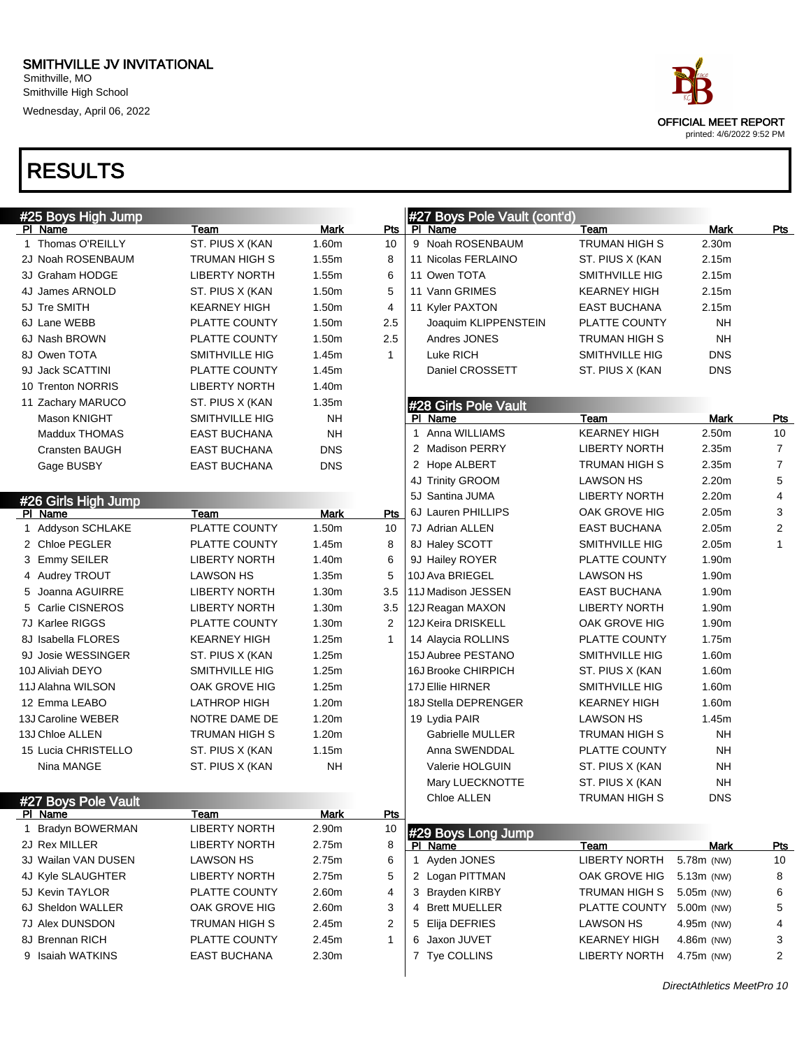# SMITHVILLE JV INVITATIONAL

Smithville, MO
Smithville High School
Wednesday, April 06, 2022

OFFICIAL MEET REPORT
printed: 4/6/2022 9:52 PM

## RESULTS

### #25 Boys High Jump

| Pl | Name | Team | Mark | Pts |
|---|---|---|---|---|
| 1 | Thomas O'REILLY | ST. PIUS X (KAN | 1.60m | 10 |
| 2J | Noah ROSENBAUM | TRUMAN HIGH S | 1.55m | 8 |
| 3J | Graham HODGE | LIBERTY NORTH | 1.55m | 6 |
| 4J | James ARNOLD | ST. PIUS X (KAN | 1.50m | 5 |
| 5J | Tre SMITH | KEARNEY HIGH | 1.50m | 4 |
| 6J | Lane WEBB | PLATTE COUNTY | 1.50m | 2.5 |
| 6J | Nash BROWN | PLATTE COUNTY | 1.50m | 2.5 |
| 8J | Owen TOTA | SMITHVILLE HIG | 1.45m | 1 |
| 9J | Jack SCATTINI | PLATTE COUNTY | 1.45m | |
| 10 | Trenton NORRIS | LIBERTY NORTH | 1.40m | |
| 11 | Zachary MARUCO | ST. PIUS X (KAN | 1.35m | |
| | Mason KNIGHT | SMITHVILLE HIG | NH | |
| | Maddux THOMAS | EAST BUCHANA | NH | |
| | Cransten BAUGH | EAST BUCHANA | DNS | |
| | Gage BUSBY | EAST BUCHANA | DNS | |

### #26 Girls High Jump

| Pl | Name | Team | Mark | Pts |
|---|---|---|---|---|
| 1 | Addyson SCHLAKE | PLATTE COUNTY | 1.50m | 10 |
| 2 | Chloe PEGLER | PLATTE COUNTY | 1.45m | 8 |
| 3 | Emmy SEILER | LIBERTY NORTH | 1.40m | 6 |
| 4 | Audrey TROUT | LAWSON HS | 1.35m | 5 |
| 5 | Joanna AGUIRRE | LIBERTY NORTH | 1.30m | 3.5 |
| 5 | Carlie CISNEROS | LIBERTY NORTH | 1.30m | 3.5 |
| 7J | Karlee RIGGS | PLATTE COUNTY | 1.30m | 2 |
| 8J | Isabella FLORES | KEARNEY HIGH | 1.25m | 1 |
| 9J | Josie WESSINGER | ST. PIUS X (KAN | 1.25m | |
| 10J | Aliviah DEYO | SMITHVILLE HIG | 1.25m | |
| 11J | Alahna WILSON | OAK GROVE HIG | 1.25m | |
| 12 | Emma LEABO | LATHROP HIGH | 1.20m | |
| 13J | Caroline WEBER | NOTRE DAME DE | 1.20m | |
| 13J | Chloe ALLEN | TRUMAN HIGH S | 1.20m | |
| 15 | Lucia CHRISTELLO | ST. PIUS X (KAN | 1.15m | |
| | Nina MANGE | ST. PIUS X (KAN | NH | |

### #27 Boys Pole Vault

| Pl | Name | Team | Mark | Pts |
|---|---|---|---|---|
| 1 | Bradyn BOWERMAN | LIBERTY NORTH | 2.90m | 10 |
| 2J | Rex MILLER | LIBERTY NORTH | 2.75m | 8 |
| 3J | Wailan VAN DUSEN | LAWSON HS | 2.75m | 6 |
| 4J | Kyle SLAUGHTER | LIBERTY NORTH | 2.75m | 5 |
| 5J | Kevin TAYLOR | PLATTE COUNTY | 2.60m | 4 |
| 6J | Sheldon WALLER | OAK GROVE HIG | 2.60m | 3 |
| 7J | Alex DUNSDON | TRUMAN HIGH S | 2.45m | 2 |
| 8J | Brennan RICH | PLATTE COUNTY | 2.45m | 1 |
| 9 | Isaiah WATKINS | EAST BUCHANA | 2.30m | |
| 9 | Noah ROSENBAUM | TRUMAN HIGH S | 2.30m | |
| 11 | Nicolas FERLAINO | ST. PIUS X (KAN | 2.15m | |
| 11 | Owen TOTA | SMITHVILLE HIG | 2.15m | |
| 11 | Vann GRIMES | KEARNEY HIGH | 2.15m | |
| 11 | Kyler PAXTON | EAST BUCHANA | 2.15m | |
| | Joaquim KLIPPENSTEIN | PLATTE COUNTY | NH | |
| | Andres JONES | TRUMAN HIGH S | NH | |
| | Luke RICH | SMITHVILLE HIG | DNS | |
| | Daniel CROSSETT | ST. PIUS X (KAN | DNS | |

### #28 Girls Pole Vault

| Pl | Name | Team | Mark | Pts |
|---|---|---|---|---|
| 1 | Anna WILLIAMS | KEARNEY HIGH | 2.50m | 10 |
| 2 | Madison PERRY | LIBERTY NORTH | 2.35m | 7 |
| 2 | Hope ALBERT | TRUMAN HIGH S | 2.35m | 7 |
| 4J | Trinity GROOM | LAWSON HS | 2.20m | 5 |
| 5J | Santina JUMA | LIBERTY NORTH | 2.20m | 4 |
| 6J | Lauren PHILLIPS | OAK GROVE HIG | 2.05m | 3 |
| 7J | Adrian ALLEN | EAST BUCHANA | 2.05m | 2 |
| 8J | Haley SCOTT | SMITHVILLE HIG | 2.05m | 1 |
| 9J | Hailey ROYER | PLATTE COUNTY | 1.90m | |
| 10J | Ava BRIEGEL | LAWSON HS | 1.90m | |
| 11J | Madison JESSEN | EAST BUCHANA | 1.90m | |
| 12J | Reagan MAXON | LIBERTY NORTH | 1.90m | |
| 12J | Keira DRISKELL | OAK GROVE HIG | 1.90m | |
| 14 | Alaycia ROLLINS | PLATTE COUNTY | 1.75m | |
| 15J | Aubree PESTANO | SMITHVILLE HIG | 1.60m | |
| 16J | Brooke CHIRPICH | ST. PIUS X (KAN | 1.60m | |
| 17J | Ellie HIRNER | SMITHVILLE HIG | 1.60m | |
| 18J | Stella DEPRENGER | KEARNEY HIGH | 1.60m | |
| 19 | Lydia PAIR | LAWSON HS | 1.45m | |
| | Gabrielle MULLER | TRUMAN HIGH S | NH | |
| | Anna SWENDDAL | PLATTE COUNTY | NH | |
| | Valerie HOLGUIN | ST. PIUS X (KAN | NH | |
| | Mary LUECKNOTTE | ST. PIUS X (KAN | NH | |
| | Chloe ALLEN | TRUMAN HIGH S | DNS | |

### #29 Boys Long Jump

| Pl | Name | Team | Mark | Pts |
|---|---|---|---|---|
| 1 | Ayden JONES | LIBERTY NORTH | 5.78m (NW) | 10 |
| 2 | Logan PITTMAN | OAK GROVE HIG | 5.13m (NW) | 8 |
| 3 | Brayden KIRBY | TRUMAN HIGH S | 5.05m (NW) | 6 |
| 4 | Brett MUELLER | PLATTE COUNTY | 5.00m (NW) | 5 |
| 5 | Elija DEFRIES | LAWSON HS | 4.95m (NW) | 4 |
| 6 | Jaxon JUVET | KEARNEY HIGH | 4.86m (NW) | 3 |
| 7 | Tye COLLINS | LIBERTY NORTH | 4.75m (NW) | 2 |

*DirectAthletics MeetPro 10*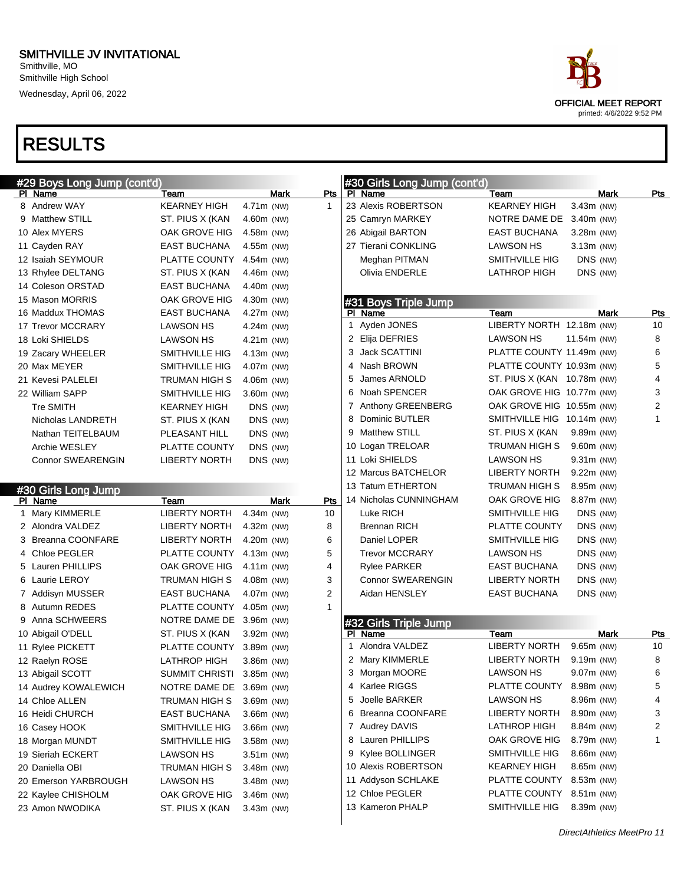# SMITHVILLE JV INVITATIONAL

Smithville, MO
Smithville High School
Wednesday, April 06, 2022

OFFICIAL MEET REPORT
printed: 4/6/2022 9:52 PM

# RESULTS

## #29 Boys Long Jump (cont'd)

| Pl | Name | Team | Mark | | Pts |
|---|---|---|---|---|---|
| 8 | Andrew WAY | KEARNEY HIGH | 4.71m | (NW) | 1 |
| 9 | Matthew STILL | ST. PIUS X (KAN | 4.60m | (NW) | |
| 10 | Alex MYERS | OAK GROVE HIG | 4.58m | (NW) | |
| 11 | Cayden RAY | EAST BUCHANA | 4.55m | (NW) | |
| 12 | Isaiah SEYMOUR | PLATTE COUNTY | 4.54m | (NW) | |
| 13 | Rhylee DELTANG | ST. PIUS X (KAN | 4.46m | (NW) | |
| 14 | Coleson ORSTAD | EAST BUCHANA | 4.40m | (NW) | |
| 15 | Mason MORRIS | OAK GROVE HIG | 4.30m | (NW) | |
| 16 | Maddux THOMAS | EAST BUCHANA | 4.27m | (NW) | |
| 17 | Trevor MCCRARY | LAWSON HS | 4.24m | (NW) | |
| 18 | Loki SHIELDS | LAWSON HS | 4.21m | (NW) | |
| 19 | Zacary WHEELER | SMITHVILLE HIG | 4.13m | (NW) | |
| 20 | Max MEYER | SMITHVILLE HIG | 4.07m | (NW) | |
| 21 | Kevesi PALELEI | TRUMAN HIGH S | 4.06m | (NW) | |
| 22 | William SAPP | SMITHVILLE HIG | 3.60m | (NW) | |
| | Tre SMITH | KEARNEY HIGH | DNS | (NW) | |
| | Nicholas LANDRETH | ST. PIUS X (KAN | DNS | (NW) | |
| | Nathan TEITELBAUM | PLEASANT HILL | DNS | (NW) | |
| | Archie WESLEY | PLATTE COUNTY | DNS | (NW) | |
| | Connor SWEARENGIN | LIBERTY NORTH | DNS | (NW) | |

## #30 Girls Long Jump

| Pl | Name | Team | Mark | | Pts |
|---|---|---|---|---|---|
| 1 | Mary KIMMERLE | LIBERTY NORTH | 4.34m | (NW) | 10 |
| 2 | Alondra VALDEZ | LIBERTY NORTH | 4.32m | (NW) | 8 |
| 3 | Breanna COONFARE | LIBERTY NORTH | 4.20m | (NW) | 6 |
| 4 | Chloe PEGLER | PLATTE COUNTY | 4.13m | (NW) | 5 |
| 5 | Lauren PHILLIPS | OAK GROVE HIG | 4.11m | (NW) | 4 |
| 6 | Laurie LEROY | TRUMAN HIGH S | 4.08m | (NW) | 3 |
| 7 | Addisyn MUSSER | EAST BUCHANA | 4.07m | (NW) | 2 |
| 8 | Autumn REDES | PLATTE COUNTY | 4.05m | (NW) | 1 |
| 9 | Anna SCHWEERS | NOTRE DAME DE | 3.96m | (NW) | |
| 10 | Abigail O'DELL | ST. PIUS X (KAN | 3.92m | (NW) | |
| 11 | Rylee PICKETT | PLATTE COUNTY | 3.89m | (NW) | |
| 12 | Raelyn ROSE | LATHROP HIGH | 3.86m | (NW) | |
| 13 | Abigail SCOTT | SUMMIT CHRISTI | 3.85m | (NW) | |
| 14 | Audrey KOWALEWICH | NOTRE DAME DE | 3.69m | (NW) | |
| 14 | Chloe ALLEN | TRUMAN HIGH S | 3.69m | (NW) | |
| 16 | Heidi CHURCH | EAST BUCHANA | 3.66m | (NW) | |
| 16 | Casey HOOK | SMITHVILLE HIG | 3.66m | (NW) | |
| 18 | Morgan MUNDT | SMITHVILLE HIG | 3.58m | (NW) | |
| 19 | Sieriah ECKERT | LAWSON HS | 3.51m | (NW) | |
| 20 | Daniella OBI | TRUMAN HIGH S | 3.48m | (NW) | |
| 20 | Emerson YARBROUGH | LAWSON HS | 3.48m | (NW) | |
| 22 | Kaylee CHISHOLM | OAK GROVE HIG | 3.46m | (NW) | |
| 23 | Amon NWODIKA | ST. PIUS X (KAN | 3.43m | (NW) | |

## #30 Girls Long Jump (cont'd)

| Pl | Name | Team | Mark | | Pts |
|---|---|---|---|---|---|
| 23 | Alexis ROBERTSON | KEARNEY HIGH | 3.43m | (NW) | |
| 25 | Camryn MARKEY | NOTRE DAME DE | 3.40m | (NW) | |
| 26 | Abigail BARTON | EAST BUCHANA | 3.28m | (NW) | |
| 27 | Tierani CONKLING | LAWSON HS | 3.13m | (NW) | |
| | Meghan PITMAN | SMITHVILLE HIG | DNS | (NW) | |
| | Olivia ENDERLE | LATHROP HIGH | DNS | (NW) | |

## #31 Boys Triple Jump

| Pl | Name | Team | Mark | | Pts |
|---|---|---|---|---|---|
| 1 | Ayden JONES | LIBERTY NORTH | 12.18m | (NW) | 10 |
| 2 | Elija DEFRIES | LAWSON HS | 11.54m | (NW) | 8 |
| 3 | Jack SCATTINI | PLATTE COUNTY | 11.49m | (NW) | 6 |
| 4 | Nash BROWN | PLATTE COUNTY | 10.93m | (NW) | 5 |
| 5 | James ARNOLD | ST. PIUS X (KAN | 10.78m | (NW) | 4 |
| 6 | Noah SPENCER | OAK GROVE HIG | 10.77m | (NW) | 3 |
| 7 | Anthony GREENBERG | OAK GROVE HIG | 10.55m | (NW) | 2 |
| 8 | Dominic BUTLER | SMITHVILLE HIG | 10.14m | (NW) | 1 |
| 9 | Matthew STILL | ST. PIUS X (KAN | 9.89m | (NW) | |
| 10 | Logan TRELOAR | TRUMAN HIGH S | 9.60m | (NW) | |
| 11 | Loki SHIELDS | LAWSON HS | 9.31m | (NW) | |
| 12 | Marcus BATCHELOR | LIBERTY NORTH | 9.22m | (NW) | |
| 13 | Tatum ETHERTON | TRUMAN HIGH S | 8.95m | (NW) | |
| 14 | Nicholas CUNNINGHAM | OAK GROVE HIG | 8.87m | (NW) | |
| | Luke RICH | SMITHVILLE HIG | DNS | (NW) | |
| | Brennan RICH | PLATTE COUNTY | DNS | (NW) | |
| | Daniel LOPER | SMITHVILLE HIG | DNS | (NW) | |
| | Trevor MCCRARY | LAWSON HS | DNS | (NW) | |
| | Rylee PARKER | EAST BUCHANA | DNS | (NW) | |
| | Connor SWEARENGIN | LIBERTY NORTH | DNS | (NW) | |
| | Aidan HENSLEY | EAST BUCHANA | DNS | (NW) | |

## #32 Girls Triple Jump

| Pl | Name | Team | Mark | | Pts |
|---|---|---|---|---|---|
| 1 | Alondra VALDEZ | LIBERTY NORTH | 9.65m | (NW) | 10 |
| 2 | Mary KIMMERLE | LIBERTY NORTH | 9.19m | (NW) | 8 |
| 3 | Morgan MOORE | LAWSON HS | 9.07m | (NW) | 6 |
| 4 | Karlee RIGGS | PLATTE COUNTY | 8.98m | (NW) | 5 |
| 5 | Joelle BARKER | LAWSON HS | 8.96m | (NW) | 4 |
| 6 | Breanna COONFARE | LIBERTY NORTH | 8.90m | (NW) | 3 |
| 7 | Audrey DAVIS | LATHROP HIGH | 8.84m | (NW) | 2 |
| 8 | Lauren PHILLIPS | OAK GROVE HIG | 8.79m | (NW) | 1 |
| 9 | Kylee BOLLINGER | SMITHVILLE HIG | 8.66m | (NW) | |
| 10 | Alexis ROBERTSON | KEARNEY HIGH | 8.65m | (NW) | |
| 11 | Addyson SCHLAKE | PLATTE COUNTY | 8.53m | (NW) | |
| 12 | Chloe PEGLER | PLATTE COUNTY | 8.51m | (NW) | |
| 13 | Kameron PHALP | SMITHVILLE HIG | 8.39m | (NW) | |

*DirectAthletics MeetPro 11*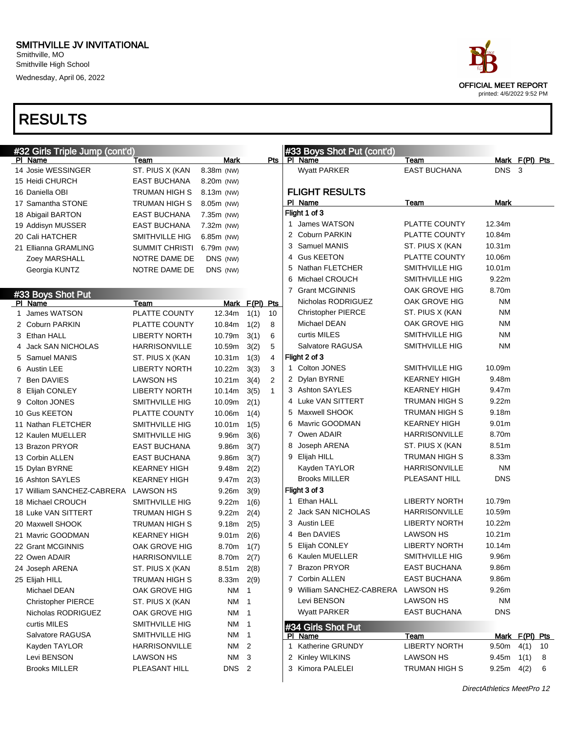# SMITHVILLE JV INVITATIONAL

Smithville, MO
Smithville High School
Wednesday, April 06, 2022

OFFICIAL MEET REPORT
printed: 4/6/2022 9:52 PM

# RESULTS

## #32 Girls Triple Jump (cont'd)

| Pl | Name | Team | Mark | Pts |
|---|---|---|---|---|
| 14 | Josie WESSINGER | ST. PIUS X (KAN | 8.38m (NW) | |
| 15 | Heidi CHURCH | EAST BUCHANA | 8.20m (NW) | |
| 16 | Daniella OBI | TRUMAN HIGH S | 8.13m (NW) | |
| 17 | Samantha STONE | TRUMAN HIGH S | 8.05m (NW) | |
| 18 | Abigail BARTON | EAST BUCHANA | 7.35m (NW) | |
| 19 | Addisyn MUSSER | EAST BUCHANA | 7.32m (NW) | |
| 20 | Cali HATCHER | SMITHVILLE HIG | 6.85m (NW) | |
| 21 | Ellianna GRAMLING | SUMMIT CHRISTI | 6.79m (NW) | |
| | Zoey MARSHALL | NOTRE DAME DE | DNS (NW) | |
| | Georgia KUNTZ | NOTRE DAME DE | DNS (NW) | |

## #33 Boys Shot Put

| Pl | Name | Team | Mark | F(Pl) | Pts |
|---|---|---|---|---|---|
| 1 | James WATSON | PLATTE COUNTY | 12.34m | 1(1) | 10 |
| 2 | Coburn PARKIN | PLATTE COUNTY | 10.84m | 1(2) | 8 |
| 3 | Ethan HALL | LIBERTY NORTH | 10.79m | 3(1) | 6 |
| 4 | Jack SAN NICHOLAS | HARRISONVILLE | 10.59m | 3(2) | 5 |
| 5 | Samuel MANIS | ST. PIUS X (KAN | 10.31m | 1(3) | 4 |
| 6 | Austin LEE | LIBERTY NORTH | 10.22m | 3(3) | 3 |
| 7 | Ben DAVIES | LAWSON HS | 10.21m | 3(4) | 2 |
| 8 | Elijah CONLEY | LIBERTY NORTH | 10.14m | 3(5) | 1 |
| 9 | Colton JONES | SMITHVILLE HIG | 10.09m | 2(1) | |
| 10 | Gus KEETON | PLATTE COUNTY | 10.06m | 1(4) | |
| 11 | Nathan FLETCHER | SMITHVILLE HIG | 10.01m | 1(5) | |
| 12 | Kaulen MUELLER | SMITHVILLE HIG | 9.96m | 3(6) | |
| 13 | Brazon PRYOR | EAST BUCHANA | 9.86m | 3(7) | |
| 13 | Corbin ALLEN | EAST BUCHANA | 9.86m | 3(7) | |
| 15 | Dylan BYRNE | KEARNEY HIGH | 9.48m | 2(2) | |
| 16 | Ashton SAYLES | KEARNEY HIGH | 9.47m | 2(3) | |
| 17 | William SANCHEZ-CABRERA | LAWSON HS | 9.26m | 3(9) | |
| 18 | Michael CROUCH | SMITHVILLE HIG | 9.22m | 1(6) | |
| 18 | Luke VAN SITTERT | TRUMAN HIGH S | 9.22m | 2(4) | |
| 20 | Maxwell SHOOK | TRUMAN HIGH S | 9.18m | 2(5) | |
| 21 | Mavric GOODMAN | KEARNEY HIGH | 9.01m | 2(6) | |
| 22 | Grant MCGINNIS | OAK GROVE HIG | 8.70m | 1(7) | |
| 22 | Owen ADAIR | HARRISONVILLE | 8.70m | 2(7) | |
| 24 | Joseph ARENA | ST. PIUS X (KAN | 8.51m | 2(8) | |
| 25 | Elijah HILL | TRUMAN HIGH S | 8.33m | 2(9) | |
| | Michael DEAN | OAK GROVE HIG | NM | 1 | |
| | Christopher PIERCE | ST. PIUS X (KAN | NM | 1 | |
| | Nicholas RODRIGUEZ | OAK GROVE HIG | NM | 1 | |
| | curtis MILES | SMITHVILLE HIG | NM | 1 | |
| | Salvatore RAGUSA | SMITHVILLE HIG | NM | 1 | |
| | Kayden TAYLOR | HARRISONVILLE | NM | 2 | |
| | Levi BENSON | LAWSON HS | NM | 3 | |
| | Brooks MILLER | PLEASANT HILL | DNS | 2 | |
| | Wyatt PARKER | EAST BUCHANA | DNS | 3 | |

### FLIGHT RESULTS

| Pl | Name | Team | Mark |
|---|---|---|---|
| **Flight 1 of 3** | | | |
| 1 | James WATSON | PLATTE COUNTY | 12.34m |
| 2 | Coburn PARKIN | PLATTE COUNTY | 10.84m |
| 3 | Samuel MANIS | ST. PIUS X (KAN | 10.31m |
| 4 | Gus KEETON | PLATTE COUNTY | 10.06m |
| 5 | Nathan FLETCHER | SMITHVILLE HIG | 10.01m |
| 6 | Michael CROUCH | SMITHVILLE HIG | 9.22m |
| 7 | Grant MCGINNIS | OAK GROVE HIG | 8.70m |
| | Nicholas RODRIGUEZ | OAK GROVE HIG | NM |
| | Christopher PIERCE | ST. PIUS X (KAN | NM |
| | Michael DEAN | OAK GROVE HIG | NM |
| | curtis MILES | SMITHVILLE HIG | NM |
| | Salvatore RAGUSA | SMITHVILLE HIG | NM |
| **Flight 2 of 3** | | | |
| 1 | Colton JONES | SMITHVILLE HIG | 10.09m |
| 2 | Dylan BYRNE | KEARNEY HIGH | 9.48m |
| 3 | Ashton SAYLES | KEARNEY HIGH | 9.47m |
| 4 | Luke VAN SITTERT | TRUMAN HIGH S | 9.22m |
| 5 | Maxwell SHOOK | TRUMAN HIGH S | 9.18m |
| 6 | Mavric GOODMAN | KEARNEY HIGH | 9.01m |
| 7 | Owen ADAIR | HARRISONVILLE | 8.70m |
| 8 | Joseph ARENA | ST. PIUS X (KAN | 8.51m |
| 9 | Elijah HILL | TRUMAN HIGH S | 8.33m |
| | Kayden TAYLOR | HARRISONVILLE | NM |
| | Brooks MILLER | PLEASANT HILL | DNS |
| **Flight 3 of 3** | | | |
| 1 | Ethan HALL | LIBERTY NORTH | 10.79m |
| 2 | Jack SAN NICHOLAS | HARRISONVILLE | 10.59m |
| 3 | Austin LEE | LIBERTY NORTH | 10.22m |
| 4 | Ben DAVIES | LAWSON HS | 10.21m |
| 5 | Elijah CONLEY | LIBERTY NORTH | 10.14m |
| 6 | Kaulen MUELLER | SMITHVILLE HIG | 9.96m |
| 7 | Brazon PRYOR | EAST BUCHANA | 9.86m |
| 7 | Corbin ALLEN | EAST BUCHANA | 9.86m |
| 9 | William SANCHEZ-CABRERA | LAWSON HS | 9.26m |
| | Levi BENSON | LAWSON HS | NM |
| | Wyatt PARKER | EAST BUCHANA | DNS |

## #34 Girls Shot Put

| Pl | Name | Team | Mark | F(Pl) | Pts |
|---|---|---|---|---|---|
| 1 | Katherine GRUNDY | LIBERTY NORTH | 9.50m | 4(1) | 10 |
| 2 | Kinley WILKINS | LAWSON HS | 9.45m | 1(1) | 8 |
| 3 | Kimora PALELEI | TRUMAN HIGH S | 9.25m | 4(2) | 6 |

*DirectAthletics MeetPro 12*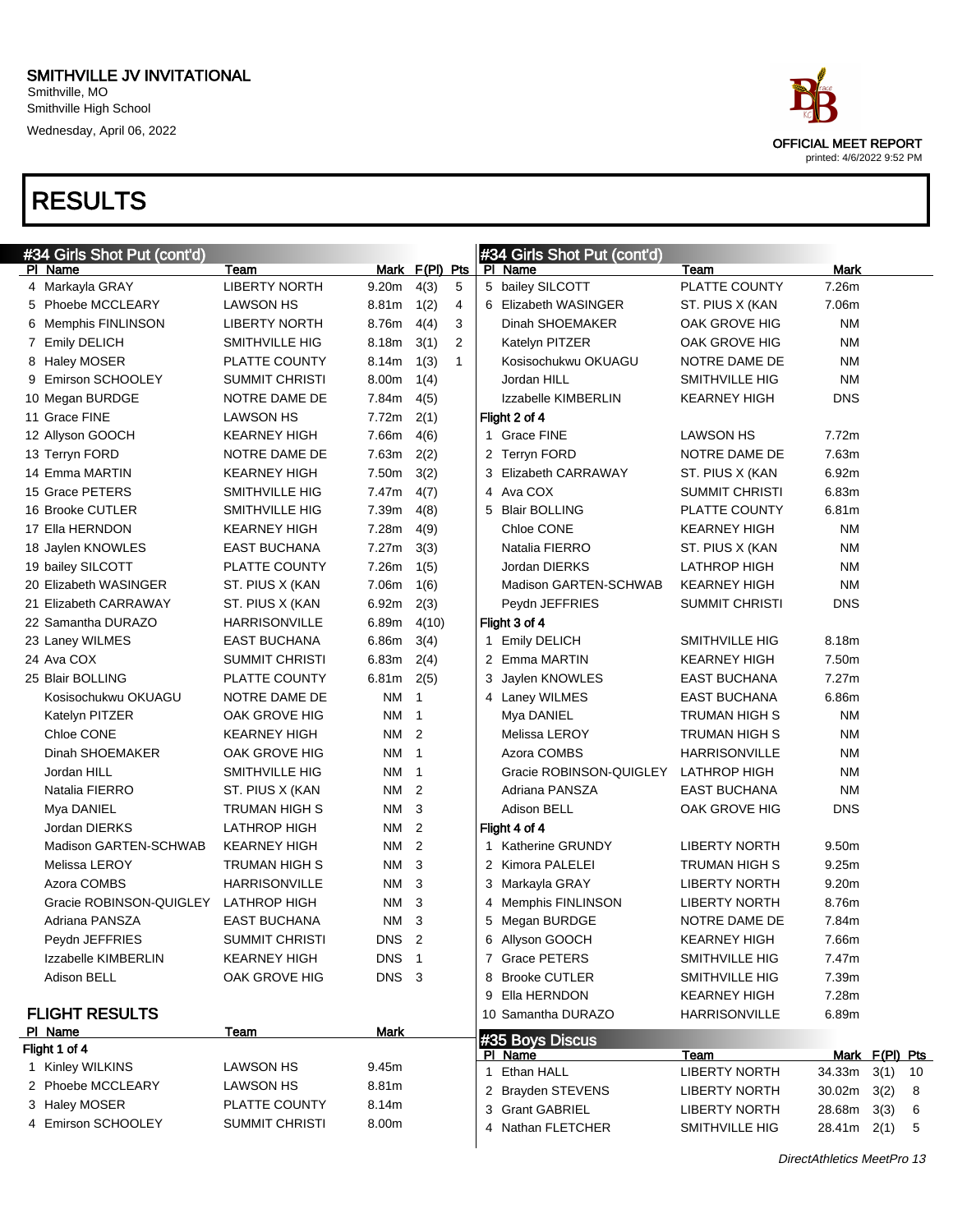# SMITHVILLE JV INVITATIONAL

Smithville, MO
Smithville High School
Wednesday, April 06, 2022

OFFICIAL MEET REPORT
printed: 4/6/2022 9:52 PM

# RESULTS

## #34 Girls Shot Put (cont'd)

| Pl | Name | Team | Mark | F(Pl) | Pts |
|---|---|---|---|---|---|
| 4 | Markayla GRAY | LIBERTY NORTH | 9.20m | 4(3) | 5 |
| 5 | Phoebe MCCLEARY | LAWSON HS | 8.81m | 1(2) | 4 |
| 6 | Memphis FINLINSON | LIBERTY NORTH | 8.76m | 4(4) | 3 |
| 7 | Emily DELICH | SMITHVILLE HIG | 8.18m | 3(1) | 2 |
| 8 | Haley MOSER | PLATTE COUNTY | 8.14m | 1(3) | 1 |
| 9 | Emirson SCHOOLEY | SUMMIT CHRISTI | 8.00m | 1(4) | |
| 10 | Megan BURDGE | NOTRE DAME DE | 7.84m | 4(5) | |
| 11 | Grace FINE | LAWSON HS | 7.72m | 2(1) | |
| 12 | Allyson GOOCH | KEARNEY HIGH | 7.66m | 4(6) | |
| 13 | Terryn FORD | NOTRE DAME DE | 7.63m | 2(2) | |
| 14 | Emma MARTIN | KEARNEY HIGH | 7.50m | 3(2) | |
| 15 | Grace PETERS | SMITHVILLE HIG | 7.47m | 4(7) | |
| 16 | Brooke CUTLER | SMITHVILLE HIG | 7.39m | 4(8) | |
| 17 | Ella HERNDON | KEARNEY HIGH | 7.28m | 4(9) | |
| 18 | Jaylen KNOWLES | EAST BUCHANA | 7.27m | 3(3) | |
| 19 | bailey SILCOTT | PLATTE COUNTY | 7.26m | 1(5) | |
| 20 | Elizabeth WASINGER | ST. PIUS X (KAN | 7.06m | 1(6) | |
| 21 | Elizabeth CARRAWAY | ST. PIUS X (KAN | 6.92m | 2(3) | |
| 22 | Samantha DURAZO | HARRISONVILLE | 6.89m | 4(10) | |
| 23 | Laney WILMES | EAST BUCHANA | 6.86m | 3(4) | |
| 24 | Ava COX | SUMMIT CHRISTI | 6.83m | 2(4) | |
| 25 | Blair BOLLING | PLATTE COUNTY | 6.81m | 2(5) | |
| | Kosisochukwu OKUAGU | NOTRE DAME DE | NM | 1 | |
| | Katelyn PITZER | OAK GROVE HIG | NM | 1 | |
| | Chloe CONE | KEARNEY HIGH | NM | 2 | |
| | Dinah SHOEMAKER | OAK GROVE HIG | NM | 1 | |
| | Jordan HILL | SMITHVILLE HIG | NM | 1 | |
| | Natalia FIERRO | ST. PIUS X (KAN | NM | 2 | |
| | Mya DANIEL | TRUMAN HIGH S | NM | 3 | |
| | Jordan DIERKS | LATHROP HIGH | NM | 2 | |
| | Madison GARTEN-SCHWAB | KEARNEY HIGH | NM | 2 | |
| | Melissa LEROY | TRUMAN HIGH S | NM | 3 | |
| | Azora COMBS | HARRISONVILLE | NM | 3 | |
| | Gracie ROBINSON-QUIGLEY | LATHROP HIGH | NM | 3 | |
| | Adriana PANSZA | EAST BUCHANA | NM | 3 | |
| | Peydn JEFFRIES | SUMMIT CHRISTI | DNS | 2 | |
| | Izzabelle KIMBERLIN | KEARNEY HIGH | DNS | 1 | |
| | Adison BELL | OAK GROVE HIG | DNS | 3 | |

### FLIGHT RESULTS

| Pl | Name | Team | Mark |
|---|---|---|---|
| **Flight 1 of 4** | | | |
| 1 | Kinley WILKINS | LAWSON HS | 9.45m |
| 2 | Phoebe MCCLEARY | LAWSON HS | 8.81m |
| 3 | Haley MOSER | PLATTE COUNTY | 8.14m |
| 4 | Emirson SCHOOLEY | SUMMIT CHRISTI | 8.00m |
| 5 | bailey SILCOTT | PLATTE COUNTY | 7.26m |
| 6 | Elizabeth WASINGER | ST. PIUS X (KAN | 7.06m |
| | Dinah SHOEMAKER | OAK GROVE HIG | NM |
| | Katelyn PITZER | OAK GROVE HIG | NM |
| | Kosisochukwu OKUAGU | NOTRE DAME DE | NM |
| | Jordan HILL | SMITHVILLE HIG | NM |
| | Izzabelle KIMBERLIN | KEARNEY HIGH | DNS |
| **Flight 2 of 4** | | | |
| 1 | Grace FINE | LAWSON HS | 7.72m |
| 2 | Terryn FORD | NOTRE DAME DE | 7.63m |
| 3 | Elizabeth CARRAWAY | ST. PIUS X (KAN | 6.92m |
| 4 | Ava COX | SUMMIT CHRISTI | 6.83m |
| 5 | Blair BOLLING | PLATTE COUNTY | 6.81m |
| | Chloe CONE | KEARNEY HIGH | NM |
| | Natalia FIERRO | ST. PIUS X (KAN | NM |
| | Jordan DIERKS | LATHROP HIGH | NM |
| | Madison GARTEN-SCHWAB | KEARNEY HIGH | NM |
| | Peydn JEFFRIES | SUMMIT CHRISTI | DNS |
| **Flight 3 of 4** | | | |
| 1 | Emily DELICH | SMITHVILLE HIG | 8.18m |
| 2 | Emma MARTIN | KEARNEY HIGH | 7.50m |
| 3 | Jaylen KNOWLES | EAST BUCHANA | 7.27m |
| 4 | Laney WILMES | EAST BUCHANA | 6.86m |
| | Mya DANIEL | TRUMAN HIGH S | NM |
| | Melissa LEROY | TRUMAN HIGH S | NM |
| | Azora COMBS | HARRISONVILLE | NM |
| | Gracie ROBINSON-QUIGLEY | LATHROP HIGH | NM |
| | Adriana PANSZA | EAST BUCHANA | NM |
| | Adison BELL | OAK GROVE HIG | DNS |
| **Flight 4 of 4** | | | |
| 1 | Katherine GRUNDY | LIBERTY NORTH | 9.50m |
| 2 | Kimora PALELEI | TRUMAN HIGH S | 9.25m |
| 3 | Markayla GRAY | LIBERTY NORTH | 9.20m |
| 4 | Memphis FINLINSON | LIBERTY NORTH | 8.76m |
| 5 | Megan BURDGE | NOTRE DAME DE | 7.84m |
| 6 | Allyson GOOCH | KEARNEY HIGH | 7.66m |
| 7 | Grace PETERS | SMITHVILLE HIG | 7.47m |
| 8 | Brooke CUTLER | SMITHVILLE HIG | 7.39m |
| 9 | Ella HERNDON | KEARNEY HIGH | 7.28m |
| 10 | Samantha DURAZO | HARRISONVILLE | 6.89m |

## #35 Boys Discus

| Pl | Name | Team | Mark | F(Pl) | Pts |
|---|---|---|---|---|---|
| 1 | Ethan HALL | LIBERTY NORTH | 34.33m | 3(1) | 10 |
| 2 | Brayden STEVENS | LIBERTY NORTH | 30.02m | 3(2) | 8 |
| 3 | Grant GABRIEL | LIBERTY NORTH | 28.68m | 3(3) | 6 |
| 4 | Nathan FLETCHER | SMITHVILLE HIG | 28.41m | 2(1) | 5 |

*DirectAthletics MeetPro 13*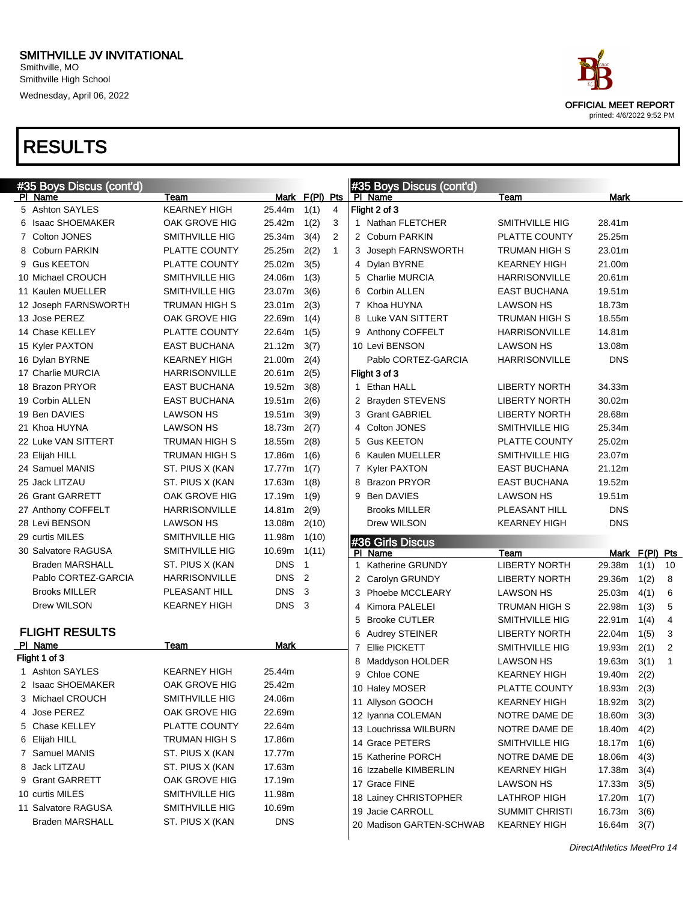# SMITHVILLE JV INVITATIONAL

Smithville, MO
Smithville High School
Wednesday, April 06, 2022

OFFICIAL MEET REPORT
printed: 4/6/2022 9:52 PM

# RESULTS

## #35 Boys Discus (cont'd)

| Pl | Name | Team | Mark | F(Pl) | Pts |
|---|---|---|---|---|---|
| 5 | Ashton SAYLES | KEARNEY HIGH | 25.44m | 1(1) | 4 |
| 6 | Isaac SHOEMAKER | OAK GROVE HIG | 25.42m | 1(2) | 3 |
| 7 | Colton JONES | SMITHVILLE HIG | 25.34m | 3(4) | 2 |
| 8 | Coburn PARKIN | PLATTE COUNTY | 25.25m | 2(2) | 1 |
| 9 | Gus KEETON | PLATTE COUNTY | 25.02m | 3(5) | |
| 10 | Michael CROUCH | SMITHVILLE HIG | 24.06m | 1(3) | |
| 11 | Kaulen MUELLER | SMITHVILLE HIG | 23.07m | 3(6) | |
| 12 | Joseph FARNSWORTH | TRUMAN HIGH S | 23.01m | 2(3) | |
| 13 | Jose PEREZ | OAK GROVE HIG | 22.69m | 1(4) | |
| 14 | Chase KELLEY | PLATTE COUNTY | 22.64m | 1(5) | |
| 15 | Kyler PAXTON | EAST BUCHANA | 21.12m | 3(7) | |
| 16 | Dylan BYRNE | KEARNEY HIGH | 21.00m | 2(4) | |
| 17 | Charlie MURCIA | HARRISONVILLE | 20.61m | 2(5) | |
| 18 | Brazon PRYOR | EAST BUCHANA | 19.52m | 3(8) | |
| 19 | Corbin ALLEN | EAST BUCHANA | 19.51m | 2(6) | |
| 19 | Ben DAVIES | LAWSON HS | 19.51m | 3(9) | |
| 21 | Khoa HUYNA | LAWSON HS | 18.73m | 2(7) | |
| 22 | Luke VAN SITTERT | TRUMAN HIGH S | 18.55m | 2(8) | |
| 23 | Elijah HILL | TRUMAN HIGH S | 17.86m | 1(6) | |
| 24 | Samuel MANIS | ST. PIUS X (KAN | 17.77m | 1(7) | |
| 25 | Jack LITZAU | ST. PIUS X (KAN | 17.63m | 1(8) | |
| 26 | Grant GARRETT | OAK GROVE HIG | 17.19m | 1(9) | |
| 27 | Anthony COFFELT | HARRISONVILLE | 14.81m | 2(9) | |
| 28 | Levi BENSON | LAWSON HS | 13.08m | 2(10) | |
| 29 | curtis MILES | SMITHVILLE HIG | 11.98m | 1(10) | |
| 30 | Salvatore RAGUSA | SMITHVILLE HIG | 10.69m | 1(11) | |
| | Braden MARSHALL | ST. PIUS X (KAN | DNS | 1 | |
| | Pablo CORTEZ-GARCIA | HARRISONVILLE | DNS | 2 | |
| | Brooks MILLER | PLEASANT HILL | DNS | 3 | |
| | Drew WILSON | KEARNEY HIGH | DNS | 3 | |

### FLIGHT RESULTS

| Pl | Name | Team | Mark |
|---|---|---|---|
| **Flight 1 of 3** | | | |
| 1 | Ashton SAYLES | KEARNEY HIGH | 25.44m |
| 2 | Isaac SHOEMAKER | OAK GROVE HIG | 25.42m |
| 3 | Michael CROUCH | SMITHVILLE HIG | 24.06m |
| 4 | Jose PEREZ | OAK GROVE HIG | 22.69m |
| 5 | Chase KELLEY | PLATTE COUNTY | 22.64m |
| 6 | Elijah HILL | TRUMAN HIGH S | 17.86m |
| 7 | Samuel MANIS | ST. PIUS X (KAN | 17.77m |
| 8 | Jack LITZAU | ST. PIUS X (KAN | 17.63m |
| 9 | Grant GARRETT | OAK GROVE HIG | 17.19m |
| 10 | curtis MILES | SMITHVILLE HIG | 11.98m |
| 11 | Salvatore RAGUSA | SMITHVILLE HIG | 10.69m |
| | Braden MARSHALL | ST. PIUS X (KAN | DNS |
| **Flight 2 of 3** | | | |
| 1 | Nathan FLETCHER | SMITHVILLE HIG | 28.41m |
| 2 | Coburn PARKIN | PLATTE COUNTY | 25.25m |
| 3 | Joseph FARNSWORTH | TRUMAN HIGH S | 23.01m |
| 4 | Dylan BYRNE | KEARNEY HIGH | 21.00m |
| 5 | Charlie MURCIA | HARRISONVILLE | 20.61m |
| 6 | Corbin ALLEN | EAST BUCHANA | 19.51m |
| 7 | Khoa HUYNA | LAWSON HS | 18.73m |
| 8 | Luke VAN SITTERT | TRUMAN HIGH S | 18.55m |
| 9 | Anthony COFFELT | HARRISONVILLE | 14.81m |
| 10 | Levi BENSON | LAWSON HS | 13.08m |
| | Pablo CORTEZ-GARCIA | HARRISONVILLE | DNS |
| **Flight 3 of 3** | | | |
| 1 | Ethan HALL | LIBERTY NORTH | 34.33m |
| 2 | Brayden STEVENS | LIBERTY NORTH | 30.02m |
| 3 | Grant GABRIEL | LIBERTY NORTH | 28.68m |
| 4 | Colton JONES | SMITHVILLE HIG | 25.34m |
| 5 | Gus KEETON | PLATTE COUNTY | 25.02m |
| 6 | Kaulen MUELLER | SMITHVILLE HIG | 23.07m |
| 7 | Kyler PAXTON | EAST BUCHANA | 21.12m |
| 8 | Brazon PRYOR | EAST BUCHANA | 19.52m |
| 9 | Ben DAVIES | LAWSON HS | 19.51m |
| | Brooks MILLER | PLEASANT HILL | DNS |
| | Drew WILSON | KEARNEY HIGH | DNS |

## #36 Girls Discus

| Pl | Name | Team | Mark | F(Pl) | Pts |
|---|---|---|---|---|---|
| 1 | Katherine GRUNDY | LIBERTY NORTH | 29.38m | 1(1) | 10 |
| 2 | Carolyn GRUNDY | LIBERTY NORTH | 29.36m | 1(2) | 8 |
| 3 | Phoebe MCCLEARY | LAWSON HS | 25.03m | 4(1) | 6 |
| 4 | Kimora PALELEI | TRUMAN HIGH S | 22.98m | 1(3) | 5 |
| 5 | Brooke CUTLER | SMITHVILLE HIG | 22.91m | 1(4) | 4 |
| 6 | Audrey STEINER | LIBERTY NORTH | 22.04m | 1(5) | 3 |
| 7 | Ellie PICKETT | SMITHVILLE HIG | 19.93m | 2(1) | 2 |
| 8 | Maddyson HOLDER | LAWSON HS | 19.63m | 3(1) | 1 |
| 9 | Chloe CONE | KEARNEY HIGH | 19.40m | 2(2) | |
| 10 | Haley MOSER | PLATTE COUNTY | 18.93m | 2(3) | |
| 11 | Allyson GOOCH | KEARNEY HIGH | 18.92m | 3(2) | |
| 12 | Iyanna COLEMAN | NOTRE DAME DE | 18.60m | 3(3) | |
| 13 | Louchrissa WILBURN | NOTRE DAME DE | 18.40m | 4(2) | |
| 14 | Grace PETERS | SMITHVILLE HIG | 18.17m | 1(6) | |
| 15 | Katherine PORCH | NOTRE DAME DE | 18.06m | 4(3) | |
| 16 | Izzabelle KIMBERLIN | KEARNEY HIGH | 17.38m | 3(4) | |
| 17 | Grace FINE | LAWSON HS | 17.33m | 3(5) | |
| 18 | Lainey CHRISTOPHER | LATHROP HIGH | 17.20m | 1(7) | |
| 19 | Jacie CARROLL | SUMMIT CHRISTI | 16.73m | 3(6) | |
| 20 | Madison GARTEN-SCHWAB | KEARNEY HIGH | 16.64m | 3(7) | |

*DirectAthletics MeetPro 14*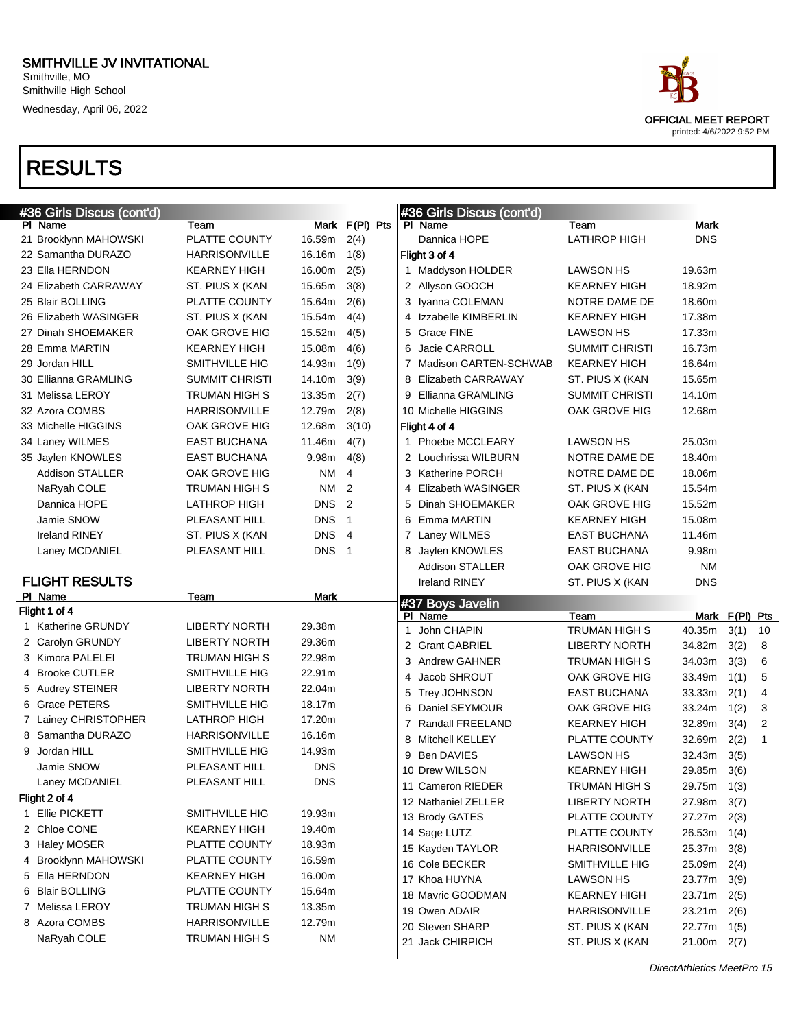SMITHVILLE JV INVITATIONAL
Smithville, MO
Smithville High School
Wednesday, April 06, 2022

OFFICIAL MEET REPORT
printed: 4/6/2022 9:52 PM

# RESULTS

## #36 Girls Discus (cont'd)

| Pl | Name | Team | Mark | F(Pl) | Pts |
|---|---|---|---|---|---|
| 21 | Brooklynn MAHOWSKI | PLATTE COUNTY | 16.59m | 2(4) | |
| 22 | Samantha DURAZO | HARRISONVILLE | 16.16m | 1(8) | |
| 23 | Ella HERNDON | KEARNEY HIGH | 16.00m | 2(5) | |
| 24 | Elizabeth CARRAWAY | ST. PIUS X (KAN | 15.65m | 3(8) | |
| 25 | Blair BOLLING | PLATTE COUNTY | 15.64m | 2(6) | |
| 26 | Elizabeth WASINGER | ST. PIUS X (KAN | 15.54m | 4(4) | |
| 27 | Dinah SHOEMAKER | OAK GROVE HIG | 15.52m | 4(5) | |
| 28 | Emma MARTIN | KEARNEY HIGH | 15.08m | 4(6) | |
| 29 | Jordan HILL | SMITHVILLE HIG | 14.93m | 1(9) | |
| 30 | Ellianna GRAMLING | SUMMIT CHRISTI | 14.10m | 3(9) | |
| 31 | Melissa LEROY | TRUMAN HIGH S | 13.35m | 2(7) | |
| 32 | Azora COMBS | HARRISONVILLE | 12.79m | 2(8) | |
| 33 | Michelle HIGGINS | OAK GROVE HIG | 12.68m | 3(10) | |
| 34 | Laney WILMES | EAST BUCHANA | 11.46m | 4(7) | |
| 35 | Jaylen KNOWLES | EAST BUCHANA | 9.98m | 4(8) | |
| | Addison STALLER | OAK GROVE HIG | NM | 4 | |
| | NaRyah COLE | TRUMAN HIGH S | NM | 2 | |
| | Dannica HOPE | LATHROP HIGH | DNS | 2 | |
| | Jamie SNOW | PLEASANT HILL | DNS | 1 | |
| | Ireland RINEY | ST. PIUS X (KAN | DNS | 4 | |
| | Laney MCDANIEL | PLEASANT HILL | DNS | 1 | |

### FLIGHT RESULTS

| Pl | Name | Team | Mark |
|---|---|---|---|
| **Flight 1 of 4** | | | |
| 1 | Katherine GRUNDY | LIBERTY NORTH | 29.38m |
| 2 | Carolyn GRUNDY | LIBERTY NORTH | 29.36m |
| 3 | Kimora PALELEI | TRUMAN HIGH S | 22.98m |
| 4 | Brooke CUTLER | SMITHVILLE HIG | 22.91m |
| 5 | Audrey STEINER | LIBERTY NORTH | 22.04m |
| 6 | Grace PETERS | SMITHVILLE HIG | 18.17m |
| 7 | Lainey CHRISTOPHER | LATHROP HIGH | 17.20m |
| 8 | Samantha DURAZO | HARRISONVILLE | 16.16m |
| 9 | Jordan HILL | SMITHVILLE HIG | 14.93m |
| | Jamie SNOW | PLEASANT HILL | DNS |
| | Laney MCDANIEL | PLEASANT HILL | DNS |
| **Flight 2 of 4** | | | |
| 1 | Ellie PICKETT | SMITHVILLE HIG | 19.93m |
| 2 | Chloe CONE | KEARNEY HIGH | 19.40m |
| 3 | Haley MOSER | PLATTE COUNTY | 18.93m |
| 4 | Brooklynn MAHOWSKI | PLATTE COUNTY | 16.59m |
| 5 | Ella HERNDON | KEARNEY HIGH | 16.00m |
| 6 | Blair BOLLING | PLATTE COUNTY | 15.64m |
| 7 | Melissa LEROY | TRUMAN HIGH S | 13.35m |
| 8 | Azora COMBS | HARRISONVILLE | 12.79m |
| | NaRyah COLE | TRUMAN HIGH S | NM |
| | Dannica HOPE | LATHROP HIGH | DNS |
| **Flight 3 of 4** | | | |
| 1 | Maddyson HOLDER | LAWSON HS | 19.63m |
| 2 | Allyson GOOCH | KEARNEY HIGH | 18.92m |
| 3 | Iyanna COLEMAN | NOTRE DAME DE | 18.60m |
| 4 | Izzabelle KIMBERLIN | KEARNEY HIGH | 17.38m |
| 5 | Grace FINE | LAWSON HS | 17.33m |
| 6 | Jacie CARROLL | SUMMIT CHRISTI | 16.73m |
| 7 | Madison GARTEN-SCHWAB | KEARNEY HIGH | 16.64m |
| 8 | Elizabeth CARRAWAY | ST. PIUS X (KAN | 15.65m |
| 9 | Ellianna GRAMLING | SUMMIT CHRISTI | 14.10m |
| 10 | Michelle HIGGINS | OAK GROVE HIG | 12.68m |
| **Flight 4 of 4** | | | |
| 1 | Phoebe MCCLEARY | LAWSON HS | 25.03m |
| 2 | Louchrissa WILBURN | NOTRE DAME DE | 18.40m |
| 3 | Katherine PORCH | NOTRE DAME DE | 18.06m |
| 4 | Elizabeth WASINGER | ST. PIUS X (KAN | 15.54m |
| 5 | Dinah SHOEMAKER | OAK GROVE HIG | 15.52m |
| 6 | Emma MARTIN | KEARNEY HIGH | 15.08m |
| 7 | Laney WILMES | EAST BUCHANA | 11.46m |
| 8 | Jaylen KNOWLES | EAST BUCHANA | 9.98m |
| | Addison STALLER | OAK GROVE HIG | NM |
| | Ireland RINEY | ST. PIUS X (KAN | DNS |

## #37 Boys Javelin

| Pl | Name | Team | Mark | F(Pl) | Pts |
|---|---|---|---|---|---|
| 1 | John CHAPIN | TRUMAN HIGH S | 40.35m | 3(1) | 10 |
| 2 | Grant GABRIEL | LIBERTY NORTH | 34.82m | 3(2) | 8 |
| 3 | Andrew GAHNER | TRUMAN HIGH S | 34.03m | 3(3) | 6 |
| 4 | Jacob SHROUT | OAK GROVE HIG | 33.49m | 1(1) | 5 |
| 5 | Trey JOHNSON | EAST BUCHANA | 33.33m | 2(1) | 4 |
| 6 | Daniel SEYMOUR | OAK GROVE HIG | 33.24m | 1(2) | 3 |
| 7 | Randall FREELAND | KEARNEY HIGH | 32.89m | 3(4) | 2 |
| 8 | Mitchell KELLEY | PLATTE COUNTY | 32.69m | 2(2) | 1 |
| 9 | Ben DAVIES | LAWSON HS | 32.43m | 3(5) | |
| 10 | Drew WILSON | KEARNEY HIGH | 29.85m | 3(6) | |
| 11 | Cameron RIEDER | TRUMAN HIGH S | 29.75m | 1(3) | |
| 12 | Nathaniel ZELLER | LIBERTY NORTH | 27.98m | 3(7) | |
| 13 | Brody GATES | PLATTE COUNTY | 27.27m | 2(3) | |
| 14 | Sage LUTZ | PLATTE COUNTY | 26.53m | 1(4) | |
| 15 | Kayden TAYLOR | HARRISONVILLE | 25.37m | 3(8) | |
| 16 | Cole BECKER | SMITHVILLE HIG | 25.09m | 2(4) | |
| 17 | Khoa HUYNA | LAWSON HS | 23.77m | 3(9) | |
| 18 | Mavric GOODMAN | KEARNEY HIGH | 23.71m | 2(5) | |
| 19 | Owen ADAIR | HARRISONVILLE | 23.21m | 2(6) | |
| 20 | Steven SHARP | ST. PIUS X (KAN | 22.77m | 1(5) | |
| 21 | Jack CHIRPICH | ST. PIUS X (KAN | 21.00m | 2(7) | |

*DirectAthletics MeetPro 15*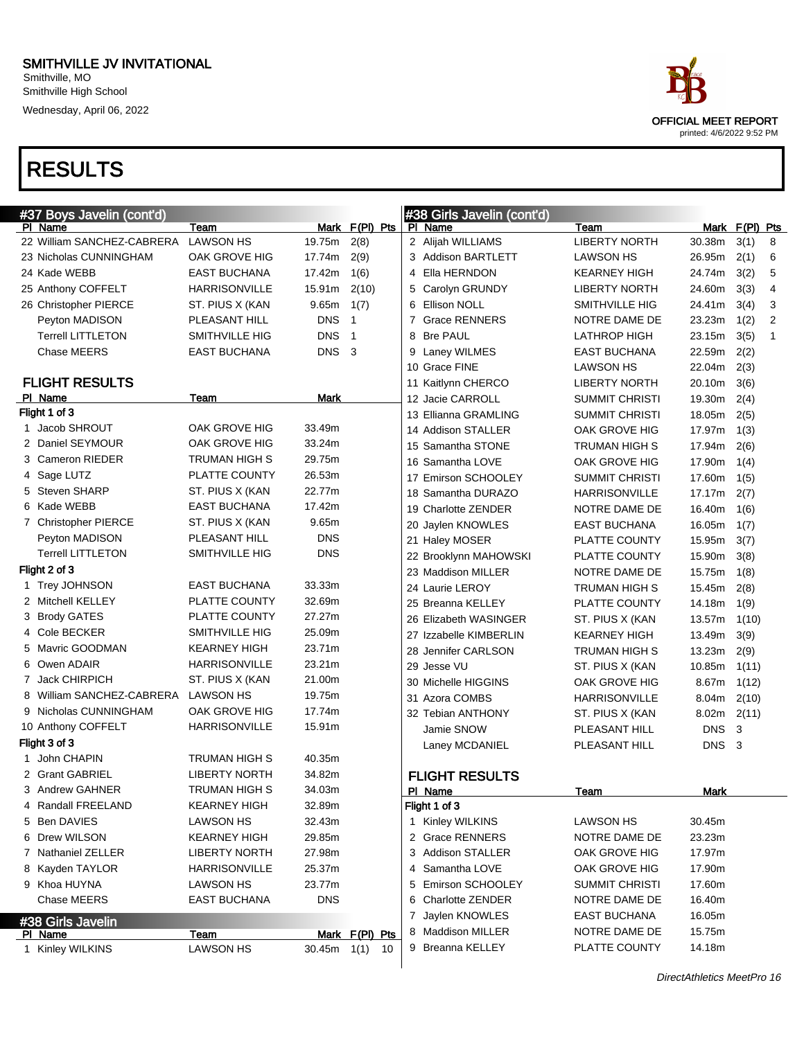# SMITHVILLE JV INVITATIONAL

Smithville, MO
Smithville High School
Wednesday, April 06, 2022

OFFICIAL MEET REPORT
printed: 4/6/2022 9:52 PM

# RESULTS

## #37 Boys Javelin (cont'd)

| Pl | Name | Team | Mark | F(Pl) | Pts |
|---|---|---|---|---|---|
| 22 | William SANCHEZ-CABRERA | LAWSON HS | 19.75m | 2(8) | |
| 23 | Nicholas CUNNINGHAM | OAK GROVE HIG | 17.74m | 2(9) | |
| 24 | Kade WEBB | EAST BUCHANA | 17.42m | 1(6) | |
| 25 | Anthony COFFELT | HARRISONVILLE | 15.91m | 2(10) | |
| 26 | Christopher PIERCE | ST. PIUS X (KAN | 9.65m | 1(7) | |
| | Peyton MADISON | PLEASANT HILL | DNS | 1 | |
| | Terrell LITTLETON | SMITHVILLE HIG | DNS | 1 | |
| | Chase MEERS | EAST BUCHANA | DNS | 3 | |

### FLIGHT RESULTS

| Pl | Name | Team | Mark |
|---|---|---|---|
| **Flight 1 of 3** | | | |
| 1 | Jacob SHROUT | OAK GROVE HIG | 33.49m |
| 2 | Daniel SEYMOUR | OAK GROVE HIG | 33.24m |
| 3 | Cameron RIEDER | TRUMAN HIGH S | 29.75m |
| 4 | Sage LUTZ | PLATTE COUNTY | 26.53m |
| 5 | Steven SHARP | ST. PIUS X (KAN | 22.77m |
| 6 | Kade WEBB | EAST BUCHANA | 17.42m |
| 7 | Christopher PIERCE | ST. PIUS X (KAN | 9.65m |
| | Peyton MADISON | PLEASANT HILL | DNS |
| | Terrell LITTLETON | SMITHVILLE HIG | DNS |
| **Flight 2 of 3** | | | |
| 1 | Trey JOHNSON | EAST BUCHANA | 33.33m |
| 2 | Mitchell KELLEY | PLATTE COUNTY | 32.69m |
| 3 | Brody GATES | PLATTE COUNTY | 27.27m |
| 4 | Cole BECKER | SMITHVILLE HIG | 25.09m |
| 5 | Mavric GOODMAN | KEARNEY HIGH | 23.71m |
| 6 | Owen ADAIR | HARRISONVILLE | 23.21m |
| 7 | Jack CHIRPICH | ST. PIUS X (KAN | 21.00m |
| 8 | William SANCHEZ-CABRERA | LAWSON HS | 19.75m |
| 9 | Nicholas CUNNINGHAM | OAK GROVE HIG | 17.74m |
| 10 | Anthony COFFELT | HARRISONVILLE | 15.91m |
| **Flight 3 of 3** | | | |
| 1 | John CHAPIN | TRUMAN HIGH S | 40.35m |
| 2 | Grant GABRIEL | LIBERTY NORTH | 34.82m |
| 3 | Andrew GAHNER | TRUMAN HIGH S | 34.03m |
| 4 | Randall FREELAND | KEARNEY HIGH | 32.89m |
| 5 | Ben DAVIES | LAWSON HS | 32.43m |
| 6 | Drew WILSON | KEARNEY HIGH | 29.85m |
| 7 | Nathaniel ZELLER | LIBERTY NORTH | 27.98m |
| 8 | Kayden TAYLOR | HARRISONVILLE | 25.37m |
| 9 | Khoa HUYNA | LAWSON HS | 23.77m |
| | Chase MEERS | EAST BUCHANA | DNS |

## #38 Girls Javelin

| Pl | Name | Team | Mark | F(Pl) | Pts |
|---|---|---|---|---|---|
| 1 | Kinley WILKINS | LAWSON HS | 30.45m | 1(1) | 10 |
| 2 | Alijah WILLIAMS | LIBERTY NORTH | 30.38m | 3(1) | 8 |
| 3 | Addison BARTLETT | LAWSON HS | 26.95m | 2(1) | 6 |
| 4 | Ella HERNDON | KEARNEY HIGH | 24.74m | 3(2) | 5 |
| 5 | Carolyn GRUNDY | LIBERTY NORTH | 24.60m | 3(3) | 4 |
| 6 | Ellison NOLL | SMITHVILLE HIG | 24.41m | 3(4) | 3 |
| 7 | Grace RENNERS | NOTRE DAME DE | 23.23m | 1(2) | 2 |
| 8 | Bre PAUL | LATHROP HIGH | 23.15m | 3(5) | 1 |
| 9 | Laney WILMES | EAST BUCHANA | 22.59m | 2(2) | |
| 10 | Grace FINE | LAWSON HS | 22.04m | 2(3) | |
| 11 | Kaitlynn CHERCO | LIBERTY NORTH | 20.10m | 3(6) | |
| 12 | Jacie CARROLL | SUMMIT CHRISTI | 19.30m | 2(4) | |
| 13 | Ellianna GRAMLING | SUMMIT CHRISTI | 18.05m | 2(5) | |
| 14 | Addison STALLER | OAK GROVE HIG | 17.97m | 1(3) | |
| 15 | Samantha STONE | TRUMAN HIGH S | 17.94m | 2(6) | |
| 16 | Samantha LOVE | OAK GROVE HIG | 17.90m | 1(4) | |
| 17 | Emirson SCHOOLEY | SUMMIT CHRISTI | 17.60m | 1(5) | |
| 18 | Samantha DURAZO | HARRISONVILLE | 17.17m | 2(7) | |
| 19 | Charlotte ZENDER | NOTRE DAME DE | 16.40m | 1(6) | |
| 20 | Jaylen KNOWLES | EAST BUCHANA | 16.05m | 1(7) | |
| 21 | Haley MOSER | PLATTE COUNTY | 15.95m | 3(7) | |
| 22 | Brooklynn MAHOWSKI | PLATTE COUNTY | 15.90m | 3(8) | |
| 23 | Maddison MILLER | NOTRE DAME DE | 15.75m | 1(8) | |
| 24 | Laurie LEROY | TRUMAN HIGH S | 15.45m | 2(8) | |
| 25 | Breanna KELLEY | PLATTE COUNTY | 14.18m | 1(9) | |
| 26 | Elizabeth WASINGER | ST. PIUS X (KAN | 13.57m | 1(10) | |
| 27 | Izzabelle KIMBERLIN | KEARNEY HIGH | 13.49m | 3(9) | |
| 28 | Jennifer CARLSON | TRUMAN HIGH S | 13.23m | 2(9) | |
| 29 | Jesse VU | ST. PIUS X (KAN | 10.85m | 1(11) | |
| 30 | Michelle HIGGINS | OAK GROVE HIG | 8.67m | 1(12) | |
| 31 | Azora COMBS | HARRISONVILLE | 8.04m | 2(10) | |
| 32 | Tebian ANTHONY | ST. PIUS X (KAN | 8.02m | 2(11) | |
| | Jamie SNOW | PLEASANT HILL | DNS | 3 | |
| | Laney MCDANIEL | PLEASANT HILL | DNS | 3 | |

### FLIGHT RESULTS

| Pl | Name | Team | Mark |
|---|---|---|---|
| **Flight 1 of 3** | | | |
| 1 | Kinley WILKINS | LAWSON HS | 30.45m |
| 2 | Grace RENNERS | NOTRE DAME DE | 23.23m |
| 3 | Addison STALLER | OAK GROVE HIG | 17.97m |
| 4 | Samantha LOVE | OAK GROVE HIG | 17.90m |
| 5 | Emirson SCHOOLEY | SUMMIT CHRISTI | 17.60m |
| 6 | Charlotte ZENDER | NOTRE DAME DE | 16.40m |
| 7 | Jaylen KNOWLES | EAST BUCHANA | 16.05m |
| 8 | Maddison MILLER | NOTRE DAME DE | 15.75m |
| 9 | Breanna KELLEY | PLATTE COUNTY | 14.18m |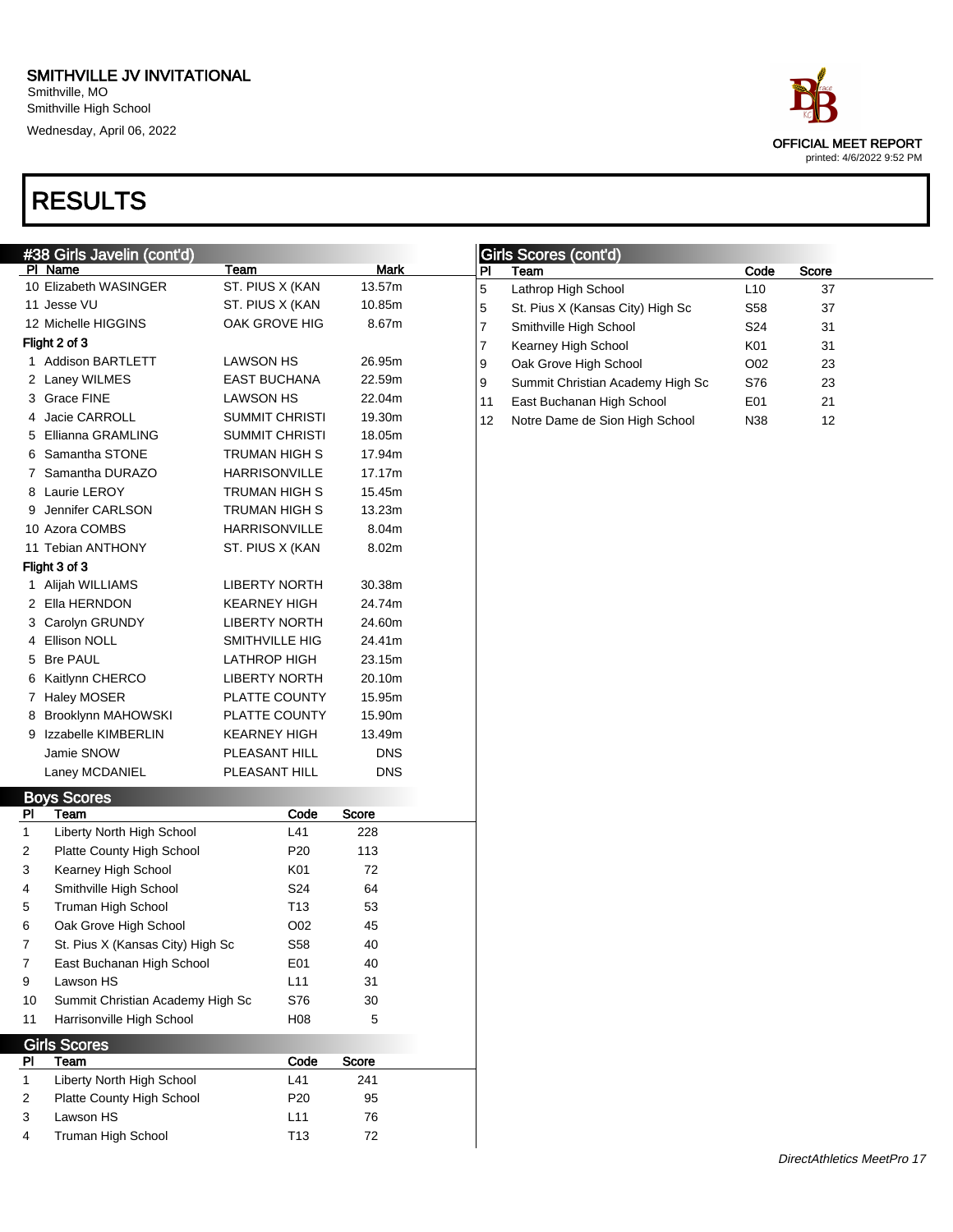SMITHVILLE JV INVITATIONAL
Smithville, MO
Smithville High School
Wednesday, April 06, 2022

OFFICIAL MEET REPORT
printed: 4/6/2022 9:52 PM

# RESULTS

## #38 Girls Javelin (cont'd)

| Pl | Name | Team | Mark |
|---|---|---|---|
| 10 | Elizabeth WASINGER | ST. PIUS X (KAN | 13.57m |
| 11 | Jesse VU | ST. PIUS X (KAN | 10.85m |
| 12 | Michelle HIGGINS | OAK GROVE HIG | 8.67m |
| **Flight 2 of 3** | | | |
| 1 | Addison BARTLETT | LAWSON HS | 26.95m |
| 2 | Laney WILMES | EAST BUCHANA | 22.59m |
| 3 | Grace FINE | LAWSON HS | 22.04m |
| 4 | Jacie CARROLL | SUMMIT CHRISTI | 19.30m |
| 5 | Ellianna GRAMLING | SUMMIT CHRISTI | 18.05m |
| 6 | Samantha STONE | TRUMAN HIGH S | 17.94m |
| 7 | Samantha DURAZO | HARRISONVILLE | 17.17m |
| 8 | Laurie LEROY | TRUMAN HIGH S | 15.45m |
| 9 | Jennifer CARLSON | TRUMAN HIGH S | 13.23m |
| 10 | Azora COMBS | HARRISONVILLE | 8.04m |
| 11 | Tebian ANTHONY | ST. PIUS X (KAN | 8.02m |
| **Flight 3 of 3** | | | |
| 1 | Alijah WILLIAMS | LIBERTY NORTH | 30.38m |
| 2 | Ella HERNDON | KEARNEY HIGH | 24.74m |
| 3 | Carolyn GRUNDY | LIBERTY NORTH | 24.60m |
| 4 | Ellison NOLL | SMITHVILLE HIG | 24.41m |
| 5 | Bre PAUL | LATHROP HIGH | 23.15m |
| 6 | Kaitlynn CHERCO | LIBERTY NORTH | 20.10m |
| 7 | Haley MOSER | PLATTE COUNTY | 15.95m |
| 8 | Brooklynn MAHOWSKI | PLATTE COUNTY | 15.90m |
| 9 | Izzabelle KIMBERLIN | KEARNEY HIGH | 13.49m |
| | Jamie SNOW | PLEASANT HILL | DNS |
| | Laney MCDANIEL | PLEASANT HILL | DNS |

## Boys Scores

| Pl | Team | Code | Score |
|---|---|---|---|
| 1 | Liberty North High School | L41 | 228 |
| 2 | Platte County High School | P20 | 113 |
| 3 | Kearney High School | K01 | 72 |
| 4 | Smithville High School | S24 | 64 |
| 5 | Truman High School | T13 | 53 |
| 6 | Oak Grove High School | O02 | 45 |
| 7 | St. Pius X (Kansas City) High Sc | S58 | 40 |
| 7 | East Buchanan High School | E01 | 40 |
| 9 | Lawson HS | L11 | 31 |
| 10 | Summit Christian Academy High Sc | S76 | 30 |
| 11 | Harrisonville High School | H08 | 5 |

## Girls Scores

| Pl | Team | Code | Score |
|---|---|---|---|
| 1 | Liberty North High School | L41 | 241 |
| 2 | Platte County High School | P20 | 95 |
| 3 | Lawson HS | L11 | 76 |
| 4 | Truman High School | T13 | 72 |
| 5 | Lathrop High School | L10 | 37 |
| 5 | St. Pius X (Kansas City) High Sc | S58 | 37 |
| 7 | Smithville High School | S24 | 31 |
| 7 | Kearney High School | K01 | 31 |
| 9 | Oak Grove High School | O02 | 23 |
| 9 | Summit Christian Academy High Sc | S76 | 23 |
| 11 | East Buchanan High School | E01 | 21 |
| 12 | Notre Dame de Sion High School | N38 | 12 |

*DirectAthletics MeetPro 17*